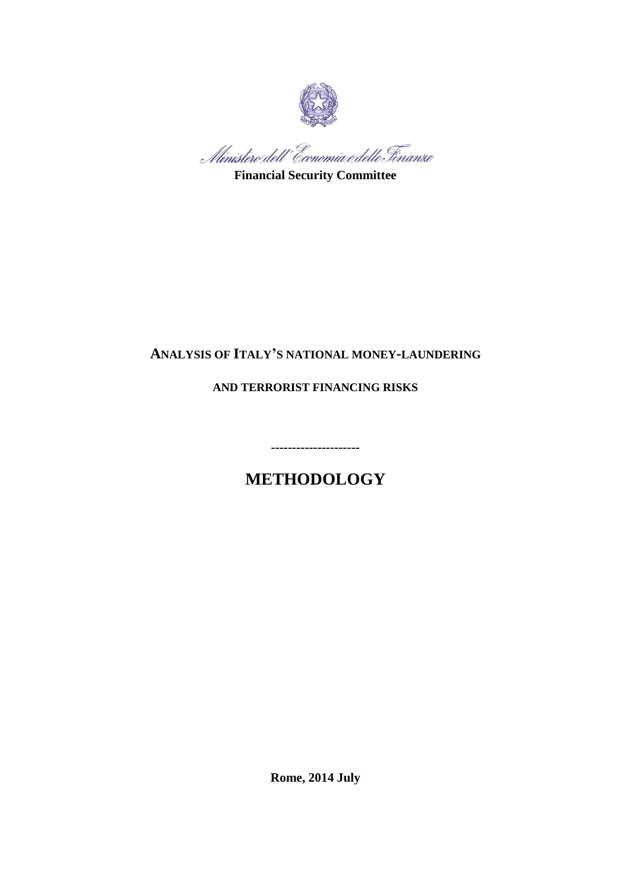*Ministero dell'Economia e delle Finanze*

**Financial Security Committee**

# ANALYSIS OF ITALY'S NATIONAL MONEY-LAUNDERING AND TERRORIST FINANCING RISKS

---------------------

# METHODOLOGY

**Rome, 2014 July**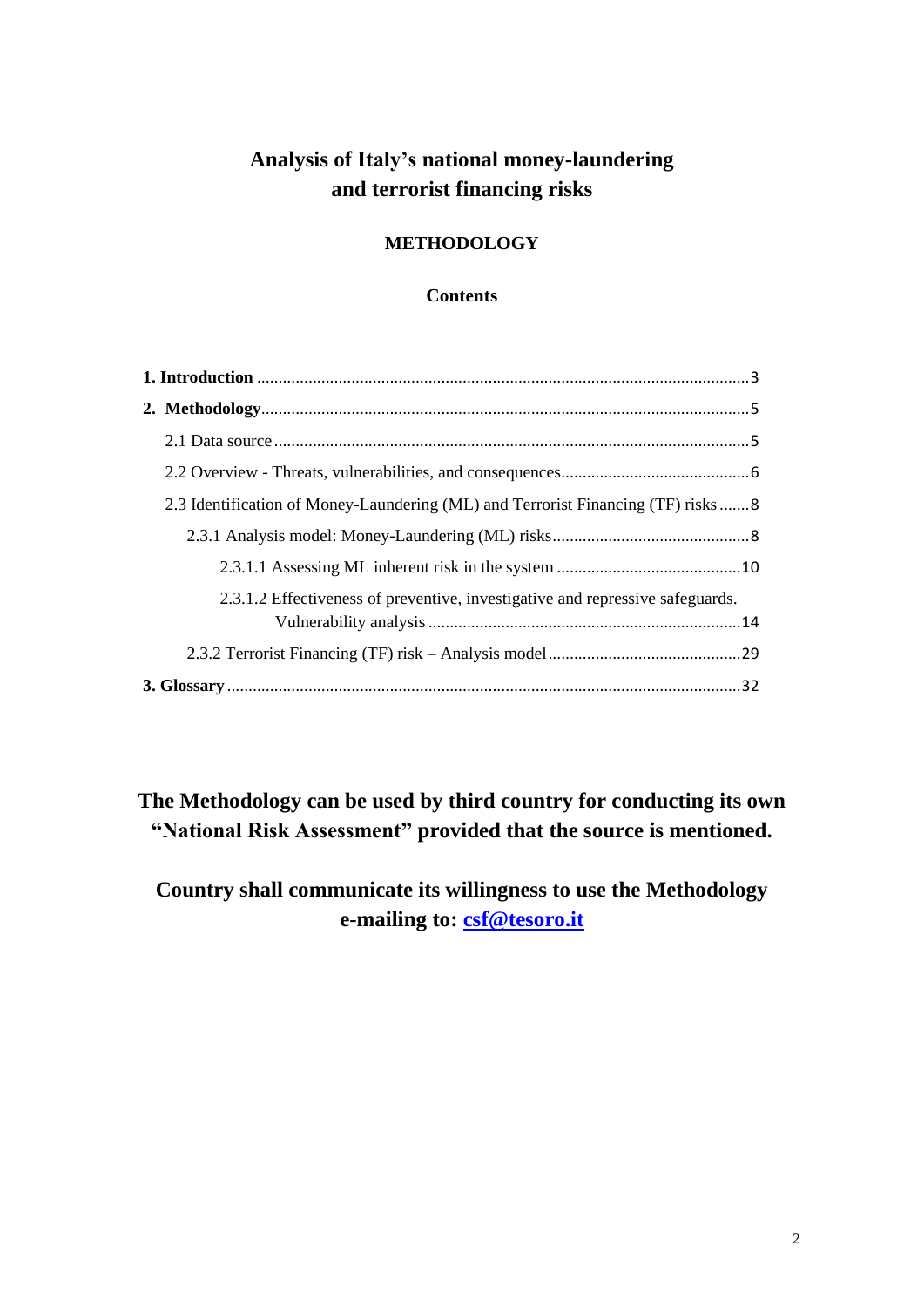# Analysis of Italy's national money-laundering and terrorist financing risks

## METHODOLOGY

### Contents

| | |
|---|---|
| **1. Introduction** | 3 |
| **2. Methodology** | 5 |
| 2.1 Data source | 5 |
| 2.2 Overview - Threats, vulnerabilities, and consequences | 6 |
| 2.3 Identification of Money-Laundering (ML) and Terrorist Financing (TF) risks | 8 |
| 2.3.1 Analysis model: Money-Laundering (ML) risks | 8 |
| 2.3.1.1 Assessing ML inherent risk in the system | 10 |
| 2.3.1.2 Effectiveness of preventive, investigative and repressive safeguards. Vulnerability analysis | 14 |
| 2.3.2 Terrorist Financing (TF) risk – Analysis model | 29 |
| **3. Glossary** | 32 |

**The Methodology can be used by third country for conducting its own "National Risk Assessment" provided that the source is mentioned.**

**Country shall communicate its willingness to use the Methodology e-mailing to: csf@tesoro.it**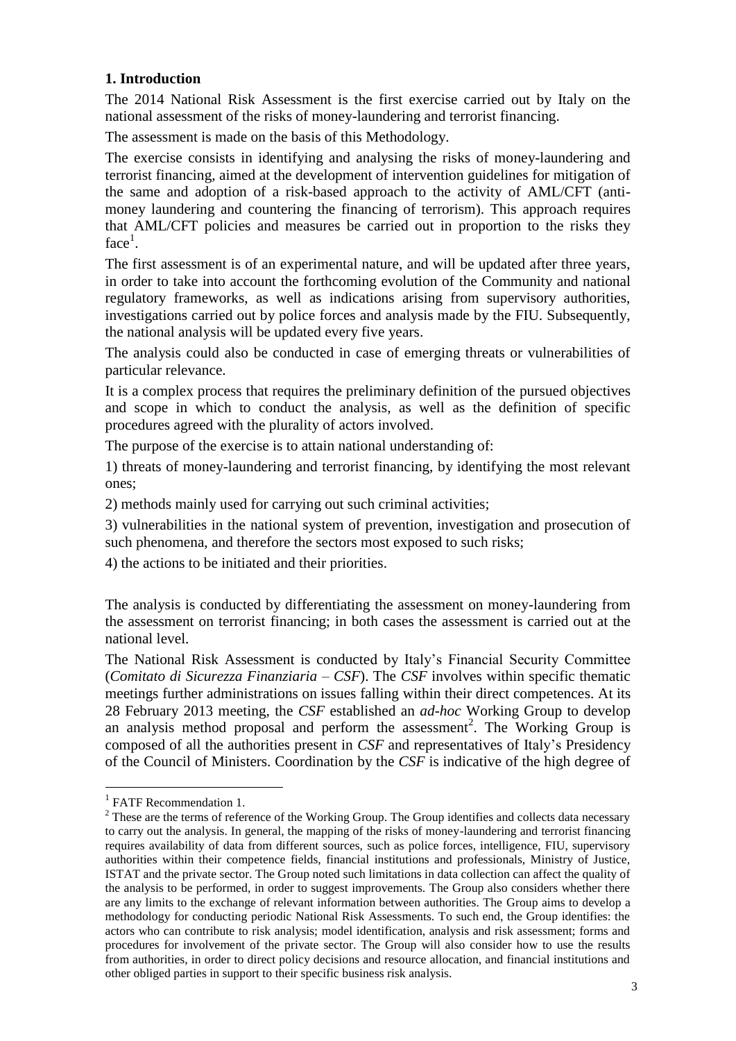## 1. Introduction

The 2014 National Risk Assessment is the first exercise carried out by Italy on the national assessment of the risks of money-laundering and terrorist financing.

The assessment is made on the basis of this Methodology.

The exercise consists in identifying and analysing the risks of money-laundering and terrorist financing, aimed at the development of intervention guidelines for mitigation of the same and adoption of a risk-based approach to the activity of AML/CFT (anti-money laundering and countering the financing of terrorism). This approach requires that AML/CFT policies and measures be carried out in proportion to the risks they face[1].

The first assessment is of an experimental nature, and will be updated after three years, in order to take into account the forthcoming evolution of the Community and national regulatory frameworks, as well as indications arising from supervisory authorities, investigations carried out by police forces and analysis made by the FIU. Subsequently, the national analysis will be updated every five years.

The analysis could also be conducted in case of emerging threats or vulnerabilities of particular relevance.

It is a complex process that requires the preliminary definition of the pursued objectives and scope in which to conduct the analysis, as well as the definition of specific procedures agreed with the plurality of actors involved.

The purpose of the exercise is to attain national understanding of:

1) threats of money-laundering and terrorist financing, by identifying the most relevant ones;

2) methods mainly used for carrying out such criminal activities;

3) vulnerabilities in the national system of prevention, investigation and prosecution of such phenomena, and therefore the sectors most exposed to such risks;

4) the actions to be initiated and their priorities.

The analysis is conducted by differentiating the assessment on money-laundering from the assessment on terrorist financing; in both cases the assessment is carried out at the national level.

The National Risk Assessment is conducted by Italy's Financial Security Committee (*Comitato di Sicurezza Finanziaria – CSF*). The *CSF* involves within specific thematic meetings further administrations on issues falling within their direct competences. At its 28 February 2013 meeting, the *CSF* established an *ad-hoc* Working Group to develop an analysis method proposal and perform the assessment[2]. The Working Group is composed of all the authorities present in *CSF* and representatives of Italy's Presidency of the Council of Ministers. Coordination by the *CSF* is indicative of the high degree of

---

[1] FATF Recommendation 1.

[2] These are the terms of reference of the Working Group. The Group identifies and collects data necessary to carry out the analysis. In general, the mapping of the risks of money-laundering and terrorist financing requires availability of data from different sources, such as police forces, intelligence, FIU, supervisory authorities within their competence fields, financial institutions and professionals, Ministry of Justice, ISTAT and the private sector. The Group noted such limitations in data collection can affect the quality of the analysis to be performed, in order to suggest improvements. The Group also considers whether there are any limits to the exchange of relevant information between authorities. The Group aims to develop a methodology for conducting periodic National Risk Assessments. To such end, the Group identifies: the actors who can contribute to risk analysis; model identification, analysis and risk assessment; forms and procedures for involvement of the private sector. The Group will also consider how to use the results from authorities, in order to direct policy decisions and resource allocation, and financial institutions and other obliged parties in support to their specific business risk analysis.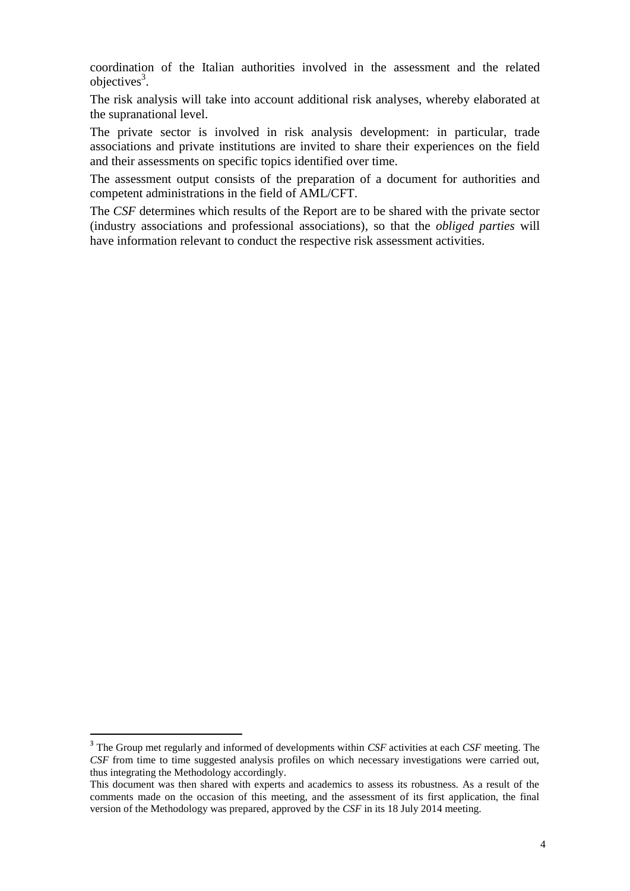coordination of the Italian authorities involved in the assessment and the related objectives[3].

The risk analysis will take into account additional risk analyses, whereby elaborated at the supranational level.

The private sector is involved in risk analysis development: in particular, trade associations and private institutions are invited to share their experiences on the field and their assessments on specific topics identified over time.

The assessment output consists of the preparation of a document for authorities and competent administrations in the field of AML/CFT.

The *CSF* determines which results of the Report are to be shared with the private sector (industry associations and professional associations), so that the *obliged parties* will have information relevant to conduct the respective risk assessment activities.

---

[3] The Group met regularly and informed of developments within *CSF* activities at each *CSF* meeting. The *CSF* from time to time suggested analysis profiles on which necessary investigations were carried out, thus integrating the Methodology accordingly.

This document was then shared with experts and academics to assess its robustness. As a result of the comments made on the occasion of this meeting, and the assessment of its first application, the final version of the Methodology was prepared, approved by the *CSF* in its 18 July 2014 meeting.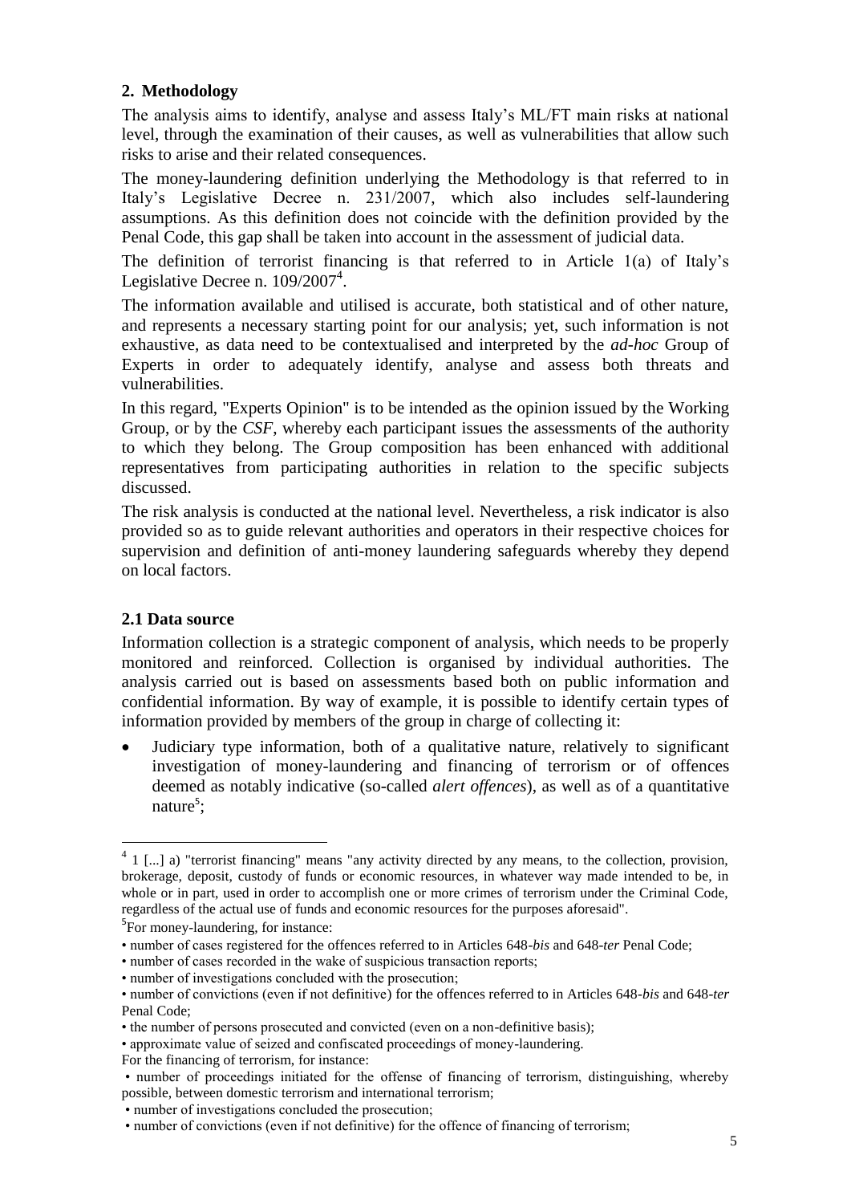## 2. Methodology

The analysis aims to identify, analyse and assess Italy's ML/FT main risks at national level, through the examination of their causes, as well as vulnerabilities that allow such risks to arise and their related consequences.

The money-laundering definition underlying the Methodology is that referred to in Italy's Legislative Decree n. 231/2007, which also includes self-laundering assumptions. As this definition does not coincide with the definition provided by the Penal Code, this gap shall be taken into account in the assessment of judicial data.

The definition of terrorist financing is that referred to in Article 1(a) of Italy's Legislative Decree n. 109/2007[4].

The information available and utilised is accurate, both statistical and of other nature, and represents a necessary starting point for our analysis; yet, such information is not exhaustive, as data need to be contextualised and interpreted by the *ad-hoc* Group of Experts in order to adequately identify, analyse and assess both threats and vulnerabilities.

In this regard, "Experts Opinion" is to be intended as the opinion issued by the Working Group, or by the *CSF*, whereby each participant issues the assessments of the authority to which they belong. The Group composition has been enhanced with additional representatives from participating authorities in relation to the specific subjects discussed.

The risk analysis is conducted at the national level. Nevertheless, a risk indicator is also provided so as to guide relevant authorities and operators in their respective choices for supervision and definition of anti-money laundering safeguards whereby they depend on local factors.

### 2.1 Data source

Information collection is a strategic component of analysis, which needs to be properly monitored and reinforced. Collection is organised by individual authorities. The analysis carried out is based on assessments based both on public information and confidential information. By way of example, it is possible to identify certain types of information provided by members of the group in charge of collecting it:

- Judiciary type information, both of a qualitative nature, relatively to significant investigation of money-laundering and financing of terrorism or of offences deemed as notably indicative (so-called *alert offences*), as well as of a quantitative nature[5];

---

[4] 1 [...] a) "terrorist financing" means "any activity directed by any means, to the collection, provision, brokerage, deposit, custody of funds or economic resources, in whatever way made intended to be, in whole or in part, used in order to accomplish one or more crimes of terrorism under the Criminal Code, regardless of the actual use of funds and economic resources for the purposes aforesaid".

[5] For money-laundering, for instance:

- number of cases registered for the offences referred to in Articles 648-*bis* and 648-*ter* Penal Code;
- number of cases recorded in the wake of suspicious transaction reports;
- number of investigations concluded with the prosecution;
- number of convictions (even if not definitive) for the offences referred to in Articles 648-*bis* and 648-*ter* Penal Code;
- the number of persons prosecuted and convicted (even on a non-definitive basis);
- approximate value of seized and confiscated proceedings of money-laundering.

For the financing of terrorism, for instance:

- number of proceedings initiated for the offense of financing of terrorism, distinguishing, whereby possible, between domestic terrorism and international terrorism;
- number of investigations concluded the prosecution;
- number of convictions (even if not definitive) for the offence of financing of terrorism;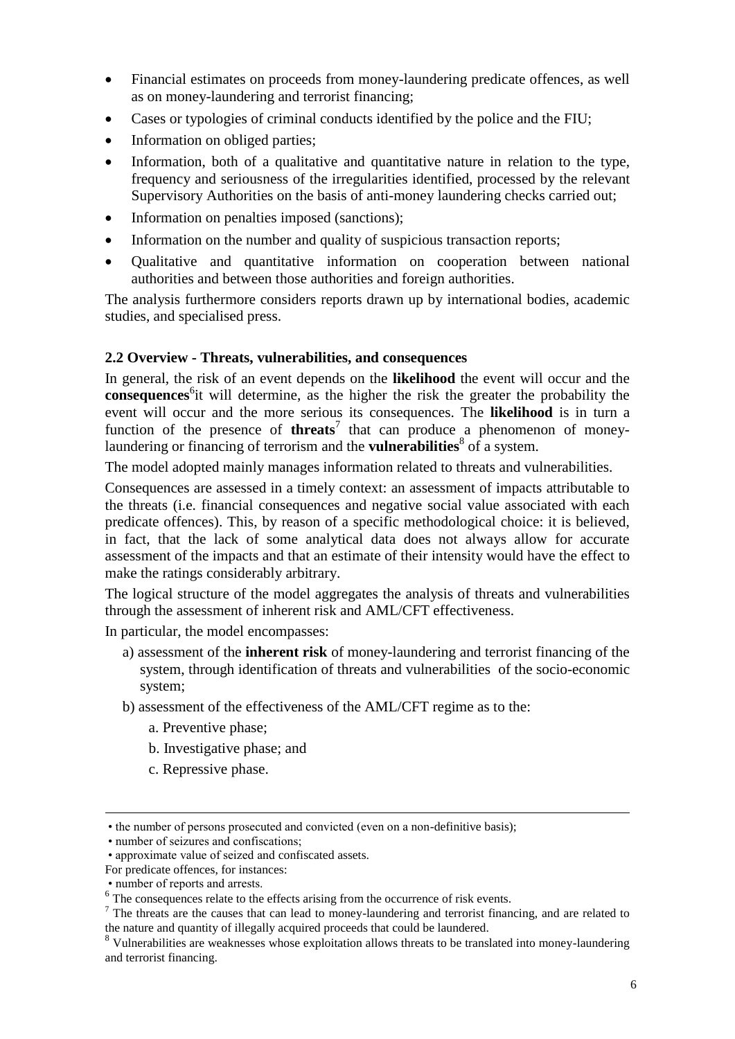- Financial estimates on proceeds from money-laundering predicate offences, as well as on money-laundering and terrorist financing;
- Cases or typologies of criminal conducts identified by the police and the FIU;
- Information on obliged parties;
- Information, both of a qualitative and quantitative nature in relation to the type, frequency and seriousness of the irregularities identified, processed by the relevant Supervisory Authorities on the basis of anti-money laundering checks carried out;
- Information on penalties imposed (sanctions);
- Information on the number and quality of suspicious transaction reports;
- Qualitative and quantitative information on cooperation between national authorities and between those authorities and foreign authorities.

The analysis furthermore considers reports drawn up by international bodies, academic studies, and specialised press.

### 2.2 Overview - Threats, vulnerabilities, and consequences

In general, the risk of an event depends on the **likelihood** the event will occur and the **consequences**[6]it will determine, as the higher the risk the greater the probability the event will occur and the more serious its consequences. The **likelihood** is in turn a function of the presence of **threats**[7] that can produce a phenomenon of money-laundering or financing of terrorism and the **vulnerabilities**[8] of a system.

The model adopted mainly manages information related to threats and vulnerabilities.

Consequences are assessed in a timely context: an assessment of impacts attributable to the threats (i.e. financial consequences and negative social value associated with each predicate offences). This, by reason of a specific methodological choice: it is believed, in fact, that the lack of some analytical data does not always allow for accurate assessment of the impacts and that an estimate of their intensity would have the effect to make the ratings considerably arbitrary.

The logical structure of the model aggregates the analysis of threats and vulnerabilities through the assessment of inherent risk and AML/CFT effectiveness.

In particular, the model encompasses:

a) assessment of the **inherent risk** of money-laundering and terrorist financing of the system, through identification of threats and vulnerabilities of the socio-economic system;

b) assessment of the effectiveness of the AML/CFT regime as to the:

  a. Preventive phase;

  b. Investigative phase; and

  c. Repressive phase.

---

• the number of persons prosecuted and convicted (even on a non-definitive basis);

• number of seizures and confiscations;

• approximate value of seized and confiscated assets.

For predicate offences, for instances:

• number of reports and arrests.

[6] The consequences relate to the effects arising from the occurrence of risk events.

[7] The threats are the causes that can lead to money-laundering and terrorist financing, and are related to the nature and quantity of illegally acquired proceeds that could be laundered.

[8] Vulnerabilities are weaknesses whose exploitation allows threats to be translated into money-laundering and terrorist financing.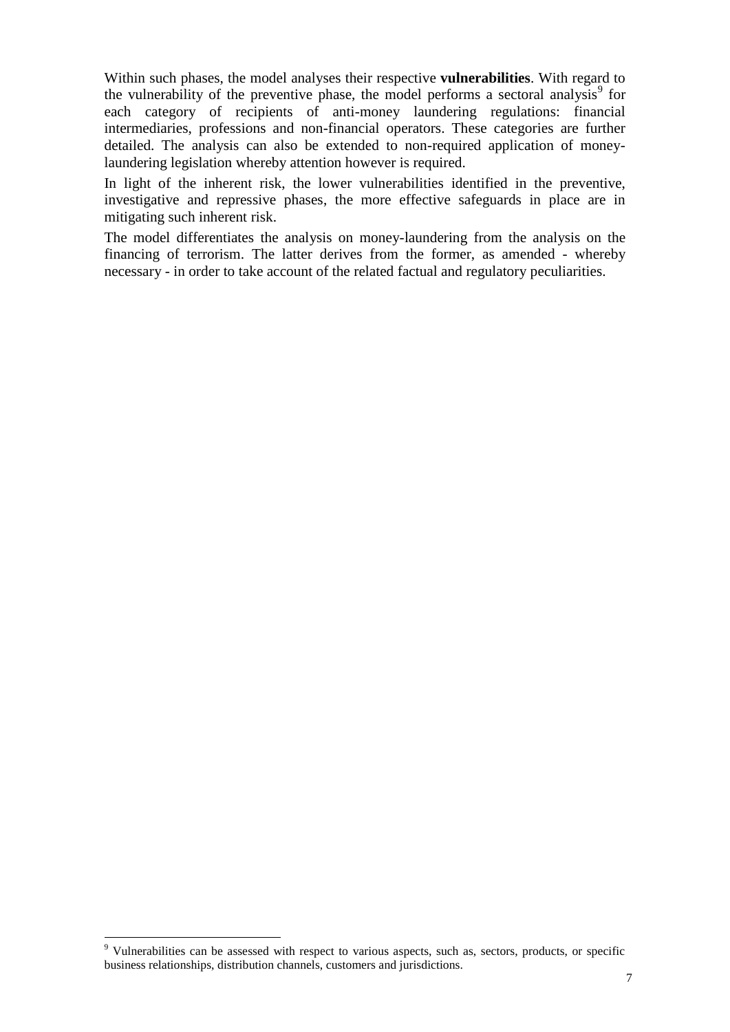Within such phases, the model analyses their respective **vulnerabilities**. With regard to the vulnerability of the preventive phase, the model performs a sectoral analysis[9] for each category of recipients of anti-money laundering regulations: financial intermediaries, professions and non-financial operators. These categories are further detailed. The analysis can also be extended to non-required application of money-laundering legislation whereby attention however is required.

In light of the inherent risk, the lower vulnerabilities identified in the preventive, investigative and repressive phases, the more effective safeguards in place are in mitigating such inherent risk.

The model differentiates the analysis on money-laundering from the analysis on the financing of terrorism. The latter derives from the former, as amended - whereby necessary - in order to take account of the related factual and regulatory peculiarities.

[9] Vulnerabilities can be assessed with respect to various aspects, such as, sectors, products, or specific business relationships, distribution channels, customers and jurisdictions.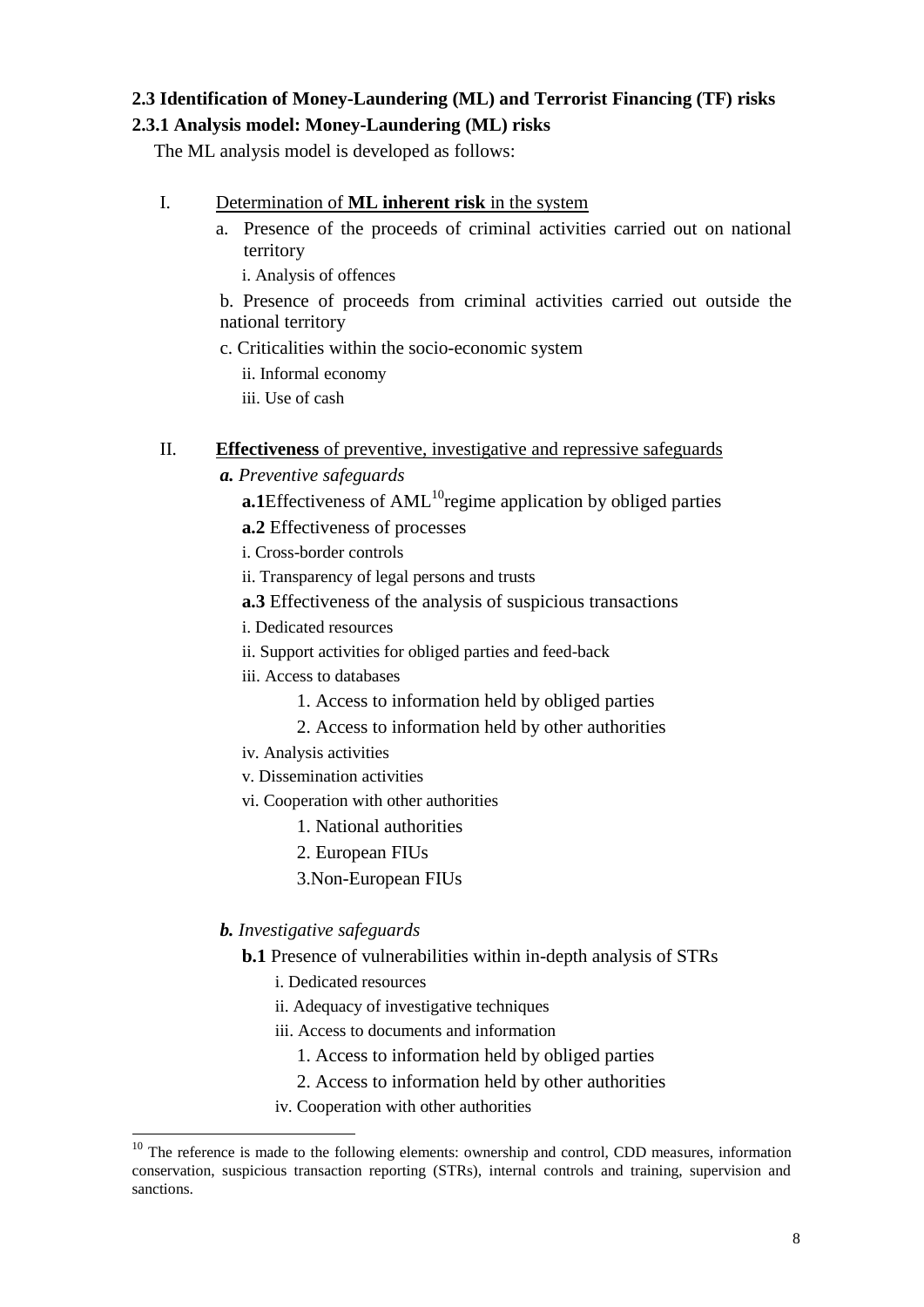### 2.3 Identification of Money-Laundering (ML) and Terrorist Financing (TF) risks

### 2.3.1 Analysis model: Money-Laundering (ML) risks

The ML analysis model is developed as follows:

I. <u>Determination of **ML inherent risk** in the system</u>

- a. Presence of the proceeds of criminal activities carried out on national territory
  - i. Analysis of offences
- b. Presence of proceeds from criminal activities carried out outside the national territory
- c. Criticalities within the socio-economic system
  - ii. Informal economy
  - iii. Use of cash

II. <u>**Effectiveness** of preventive, investigative and repressive safeguards</u>

***a.*** *Preventive safeguards*

- **a.1** Effectiveness of AML[10] regime application by obliged parties
- **a.2** Effectiveness of processes
  - i. Cross-border controls
  - ii. Transparency of legal persons and trusts
- **a.3** Effectiveness of the analysis of suspicious transactions
  - i. Dedicated resources
  - ii. Support activities for obliged parties and feed-back
  - iii. Access to databases
    1. Access to information held by obliged parties
    2. Access to information held by other authorities
  - iv. Analysis activities
  - v. Dissemination activities
  - vi. Cooperation with other authorities
    1. National authorities
    2. European FIUs
    3. Non-European FIUs

***b.*** *Investigative safeguards*

- **b.1** Presence of vulnerabilities within in-depth analysis of STRs
  - i. Dedicated resources
  - ii. Adequacy of investigative techniques
  - iii. Access to documents and information
    1. Access to information held by obliged parties
    2. Access to information held by other authorities
  - iv. Cooperation with other authorities

---

[10] The reference is made to the following elements: ownership and control, CDD measures, information conservation, suspicious transaction reporting (STRs), internal controls and training, supervision and sanctions.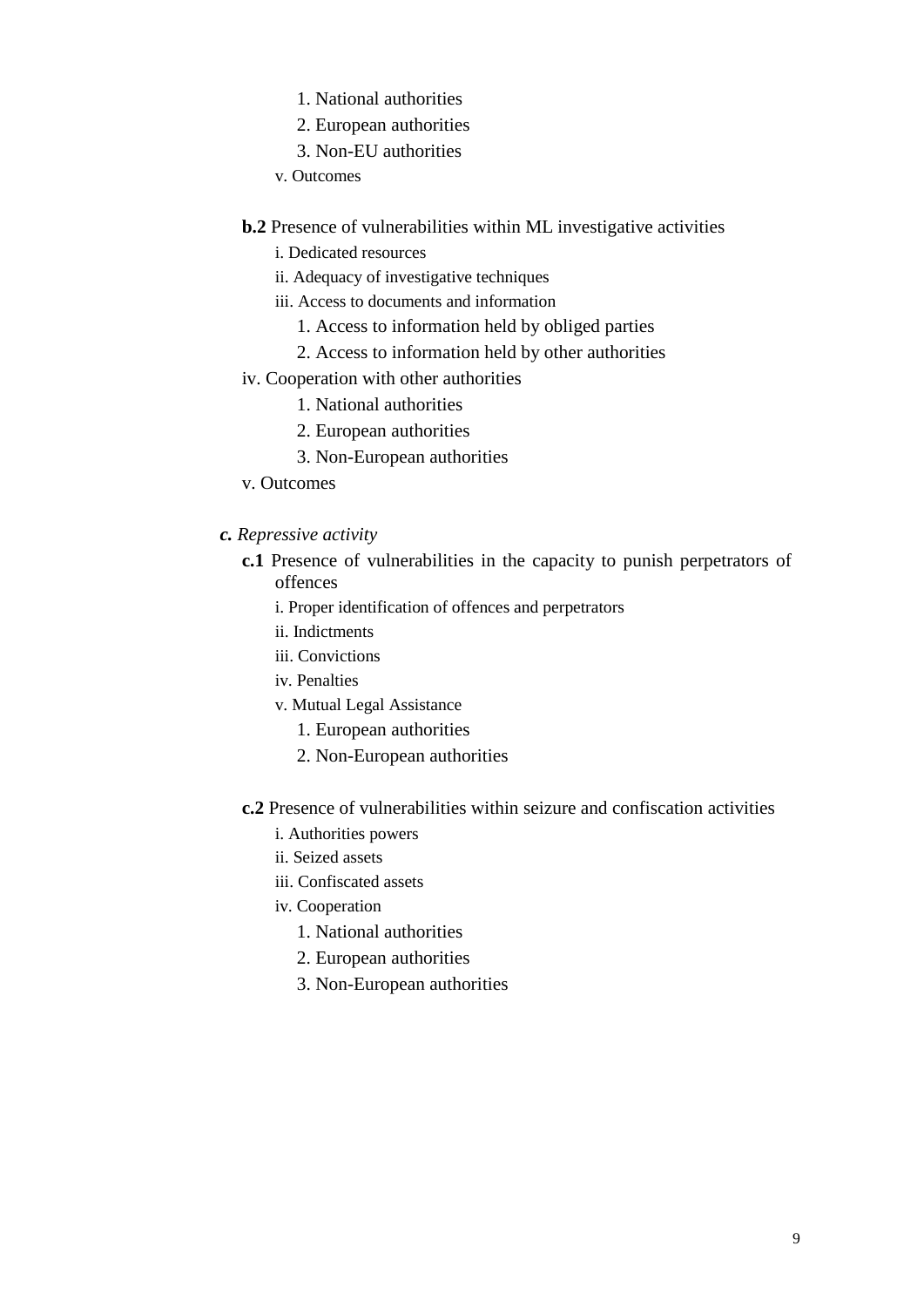1. National authorities
2. European authorities
3. Non-EU authorities

v. Outcomes

**b.2** Presence of vulnerabilities within ML investigative activities

i. Dedicated resources

ii. Adequacy of investigative techniques

iii. Access to documents and information

1. Access to information held by obliged parties
2. Access to information held by other authorities

iv. Cooperation with other authorities

1. National authorities
2. European authorities
3. Non-European authorities

v. Outcomes

***c.*** *Repressive activity*

**c.1** Presence of vulnerabilities in the capacity to punish perpetrators of offences

i. Proper identification of offences and perpetrators

ii. Indictments

iii. Convictions

iv. Penalties

v. Mutual Legal Assistance

1. European authorities
2. Non-European authorities

**c.2** Presence of vulnerabilities within seizure and confiscation activities

i. Authorities powers

ii. Seized assets

iii. Confiscated assets

iv. Cooperation

1. National authorities
2. European authorities
3. Non-European authorities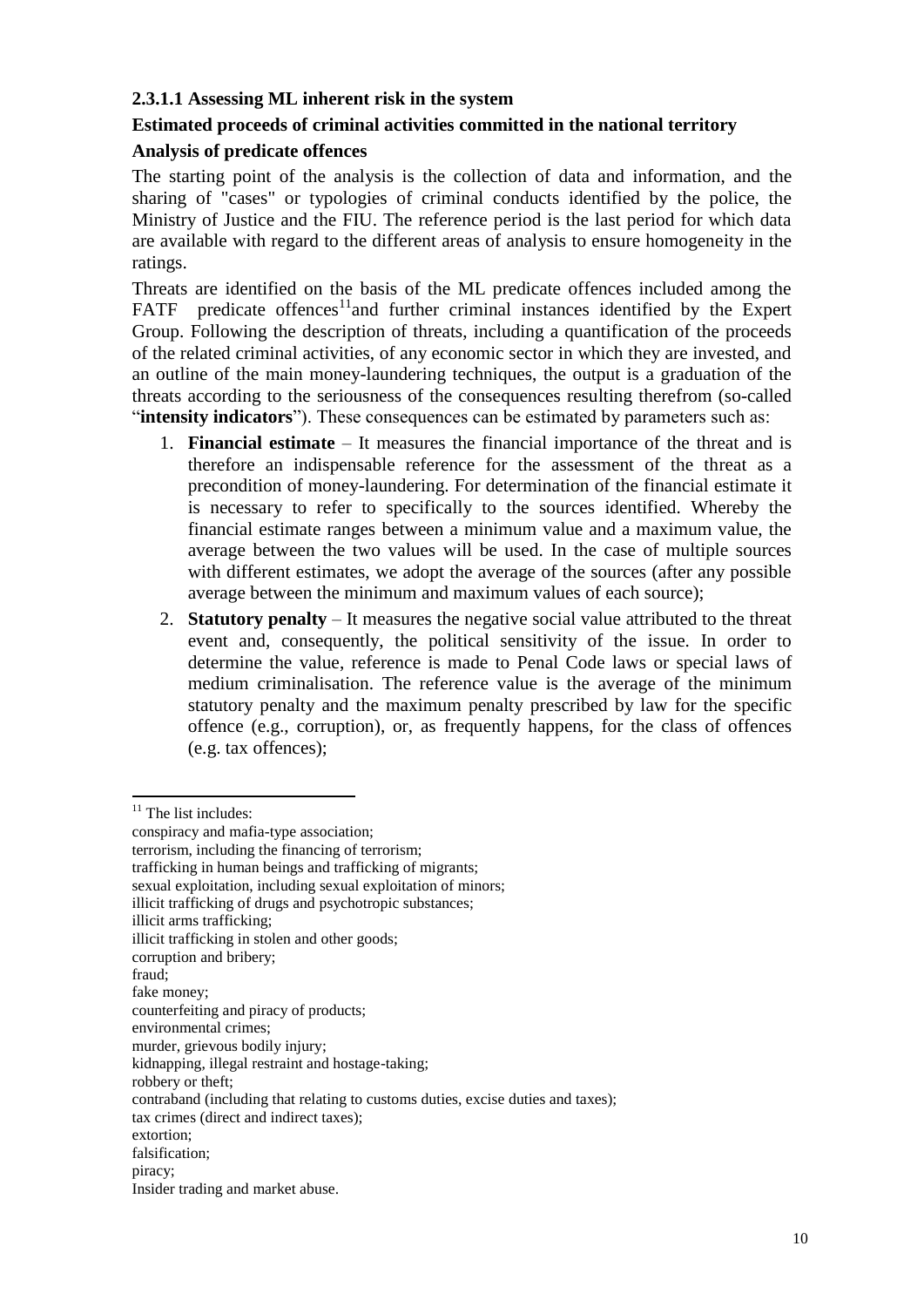### 2.3.1.1 Assessing ML inherent risk in the system

**Estimated proceeds of criminal activities committed in the national territory**

**Analysis of predicate offences**

The starting point of the analysis is the collection of data and information, and the sharing of "cases" or typologies of criminal conducts identified by the police, the Ministry of Justice and the FIU. The reference period is the last period for which data are available with regard to the different areas of analysis to ensure homogeneity in the ratings.

Threats are identified on the basis of the ML predicate offences included among the FATF predicate offences[11]and further criminal instances identified by the Expert Group. Following the description of threats, including a quantification of the proceeds of the related criminal activities, of any economic sector in which they are invested, and an outline of the main money-laundering techniques, the output is a graduation of the threats according to the seriousness of the consequences resulting therefrom (so-called "**intensity indicators**"). These consequences can be estimated by parameters such as:

1. **Financial estimate** – It measures the financial importance of the threat and is therefore an indispensable reference for the assessment of the threat as a precondition of money-laundering. For determination of the financial estimate it is necessary to refer to specifically to the sources identified. Whereby the financial estimate ranges between a minimum value and a maximum value, the average between the two values will be used. In the case of multiple sources with different estimates, we adopt the average of the sources (after any possible average between the minimum and maximum values of each source);
2. **Statutory penalty** – It measures the negative social value attributed to the threat event and, consequently, the political sensitivity of the issue. In order to determine the value, reference is made to Penal Code laws or special laws of medium criminalisation. The reference value is the average of the minimum statutory penalty and the maximum penalty prescribed by law for the specific offence (e.g., corruption), or, as frequently happens, for the class of offences (e.g. tax offences);

---

[11] The list includes:
conspiracy and mafia-type association;
terrorism, including the financing of terrorism;
trafficking in human beings and trafficking of migrants;
sexual exploitation, including sexual exploitation of minors;
illicit trafficking of drugs and psychotropic substances;
illicit arms trafficking;
illicit trafficking in stolen and other goods;
corruption and bribery;
fraud;
fake money;
counterfeiting and piracy of products;
environmental crimes;
murder, grievous bodily injury;
kidnapping, illegal restraint and hostage-taking;
robbery or theft;
contraband (including that relating to customs duties, excise duties and taxes);
tax crimes (direct and indirect taxes);
extortion;
falsification;
piracy;
Insider trading and market abuse.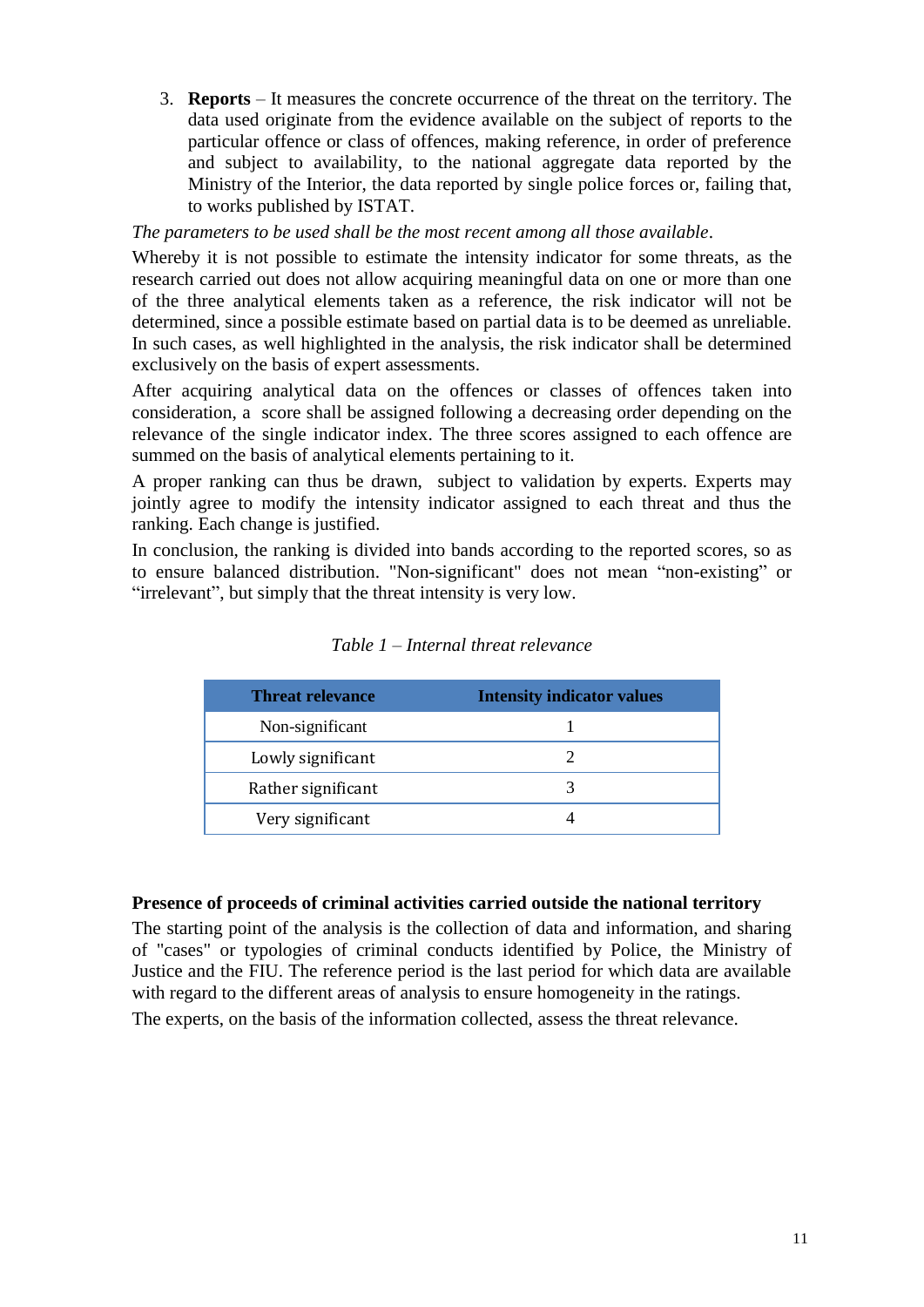3. **Reports** – It measures the concrete occurrence of the threat on the territory. The data used originate from the evidence available on the subject of reports to the particular offence or class of offences, making reference, in order of preference and subject to availability, to the national aggregate data reported by the Ministry of the Interior, the data reported by single police forces or, failing that, to works published by ISTAT.

*The parameters to be used shall be the most recent among all those available*.

Whereby it is not possible to estimate the intensity indicator for some threats, as the research carried out does not allow acquiring meaningful data on one or more than one of the three analytical elements taken as a reference, the risk indicator will not be determined, since a possible estimate based on partial data is to be deemed as unreliable. In such cases, as well highlighted in the analysis, the risk indicator shall be determined exclusively on the basis of expert assessments.

After acquiring analytical data on the offences or classes of offences taken into consideration, a score shall be assigned following a decreasing order depending on the relevance of the single indicator index. The three scores assigned to each offence are summed on the basis of analytical elements pertaining to it.

A proper ranking can thus be drawn, subject to validation by experts. Experts may jointly agree to modify the intensity indicator assigned to each threat and thus the ranking. Each change is justified.

In conclusion, the ranking is divided into bands according to the reported scores, so as to ensure balanced distribution. "Non-significant" does not mean "non-existing" or "irrelevant", but simply that the threat intensity is very low.

*Table 1 – Internal threat relevance*

| Threat relevance | Intensity indicator values |
|---|---|
| Non-significant | 1 |
| Lowly significant | 2 |
| Rather significant | 3 |
| Very significant | 4 |

**Presence of proceeds of criminal activities carried outside the national territory**

The starting point of the analysis is the collection of data and information, and sharing of "cases" or typologies of criminal conducts identified by Police, the Ministry of Justice and the FIU. The reference period is the last period for which data are available with regard to the different areas of analysis to ensure homogeneity in the ratings.

The experts, on the basis of the information collected, assess the threat relevance.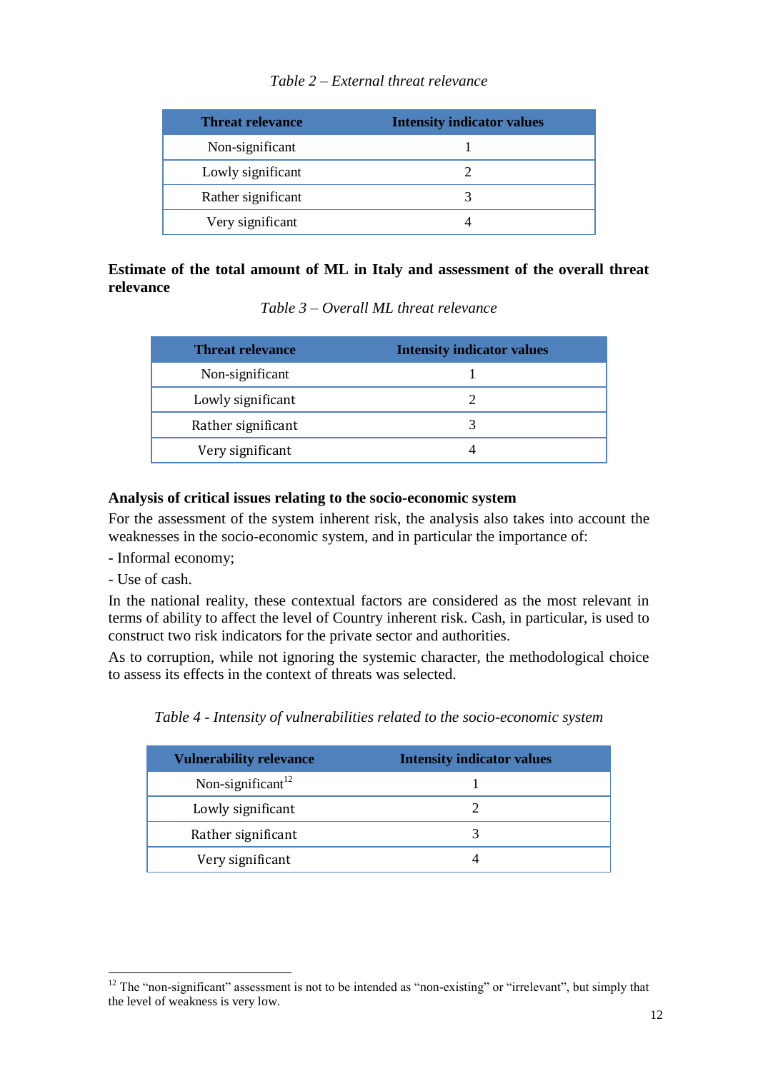*Table 2 – External threat relevance*

| Threat relevance | Intensity indicator values |
|---|---|
| Non-significant | 1 |
| Lowly significant | 2 |
| Rather significant | 3 |
| Very significant | 4 |

**Estimate of the total amount of ML in Italy and assessment of the overall threat relevance**

*Table 3 – Overall ML threat relevance*

| Threat relevance | Intensity indicator values |
|---|---|
| Non-significant | 1 |
| Lowly significant | 2 |
| Rather significant | 3 |
| Very significant | 4 |

**Analysis of critical issues relating to the socio-economic system**

For the assessment of the system inherent risk, the analysis also takes into account the weaknesses in the socio-economic system, and in particular the importance of:

- Informal economy;
- Use of cash.

In the national reality, these contextual factors are considered as the most relevant in terms of ability to affect the level of Country inherent risk. Cash, in particular, is used to construct two risk indicators for the private sector and authorities.

As to corruption, while not ignoring the systemic character, the methodological choice to assess its effects in the context of threats was selected.

*Table 4 - Intensity of vulnerabilities related to the socio-economic system*

| Vulnerability relevance | Intensity indicator values |
|---|---|
| Non-significant[12] | 1 |
| Lowly significant | 2 |
| Rather significant | 3 |
| Very significant | 4 |

[12] The "non-significant" assessment is not to be intended as "non-existing" or "irrelevant", but simply that the level of weakness is very low.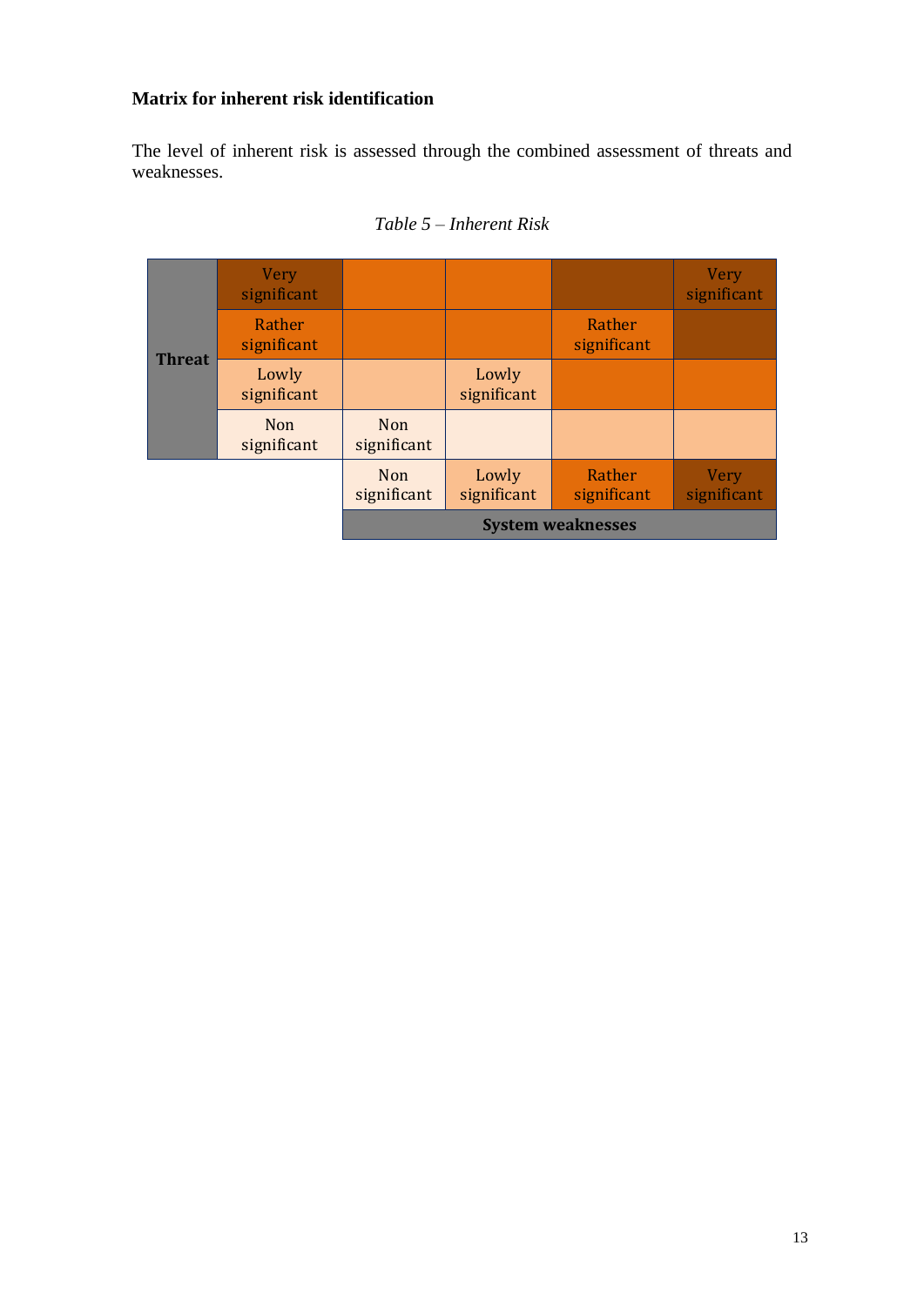**Matrix for inherent risk identification**

The level of inherent risk is assessed through the combined assessment of threats and weaknesses.

*Table 5 – Inherent Risk*

| | | | | | |
|---|---|---|---|---|---|
| **Threat** | Very significant | | | | Very significant |
| | Rather significant | | | Rather significant | |
| | Lowly significant | | Lowly significant | | |
| | Non significant | Non significant | | | |
| | | Non significant | Lowly significant | Rather significant | Very significant |
| | | **System weaknesses** | | | |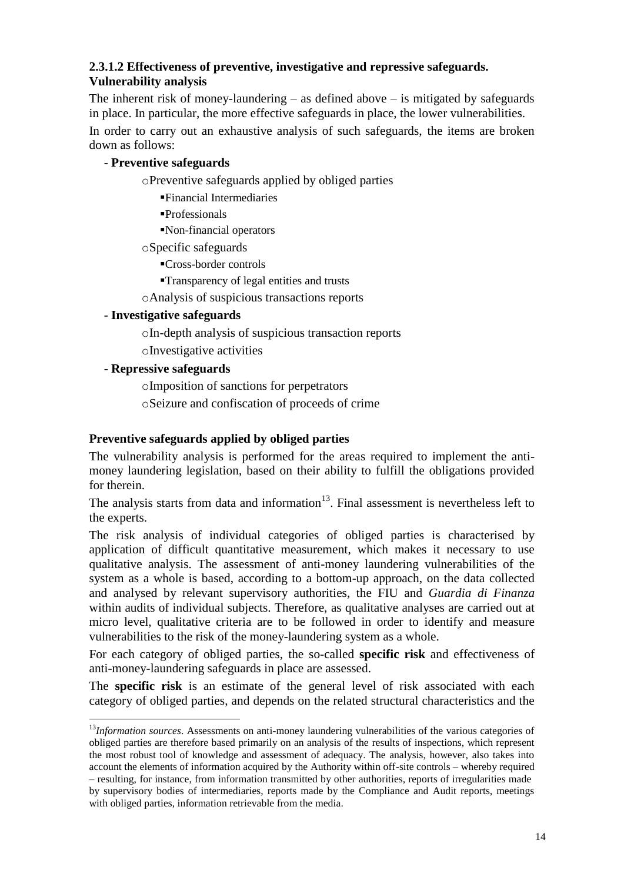### 2.3.1.2 Effectiveness of preventive, investigative and repressive safeguards. Vulnerability analysis

The inherent risk of money-laundering – as defined above – is mitigated by safeguards in place. In particular, the more effective safeguards in place, the lower vulnerabilities.

In order to carry out an exhaustive analysis of such safeguards, the items are broken down as follows:

- **Preventive safeguards**
  - Preventive safeguards applied by obliged parties
    - Financial Intermediaries
    - Professionals
    - Non-financial operators
  - Specific safeguards
    - Cross-border controls
    - Transparency of legal entities and trusts
  - Analysis of suspicious transactions reports
- **Investigative safeguards**
  - In-depth analysis of suspicious transaction reports
  - Investigative activities
- **Repressive safeguards**
  - Imposition of sanctions for perpetrators
  - Seizure and confiscation of proceeds of crime

**Preventive safeguards applied by obliged parties**

The vulnerability analysis is performed for the areas required to implement the anti-money laundering legislation, based on their ability to fulfill the obligations provided for therein.

The analysis starts from data and information[13]. Final assessment is nevertheless left to the experts.

The risk analysis of individual categories of obliged parties is characterised by application of difficult quantitative measurement, which makes it necessary to use qualitative analysis. The assessment of anti-money laundering vulnerabilities of the system as a whole is based, according to a bottom-up approach, on the data collected and analysed by relevant supervisory authorities, the FIU and *Guardia di Finanza* within audits of individual subjects. Therefore, as qualitative analyses are carried out at micro level, qualitative criteria are to be followed in order to identify and measure vulnerabilities to the risk of the money-laundering system as a whole.

For each category of obliged parties, the so-called **specific risk** and effectiveness of anti-money-laundering safeguards in place are assessed.

The **specific risk** is an estimate of the general level of risk associated with each category of obliged parties, and depends on the related structural characteristics and the

---

[13] *Information sources*. Assessments on anti-money laundering vulnerabilities of the various categories of obliged parties are therefore based primarily on an analysis of the results of inspections, which represent the most robust tool of knowledge and assessment of adequacy. The analysis, however, also takes into account the elements of information acquired by the Authority within off-site controls – whereby required – resulting, for instance, from information transmitted by other authorities, reports of irregularities made by supervisory bodies of intermediaries, reports made by the Compliance and Audit reports, meetings with obliged parties, information retrievable from the media.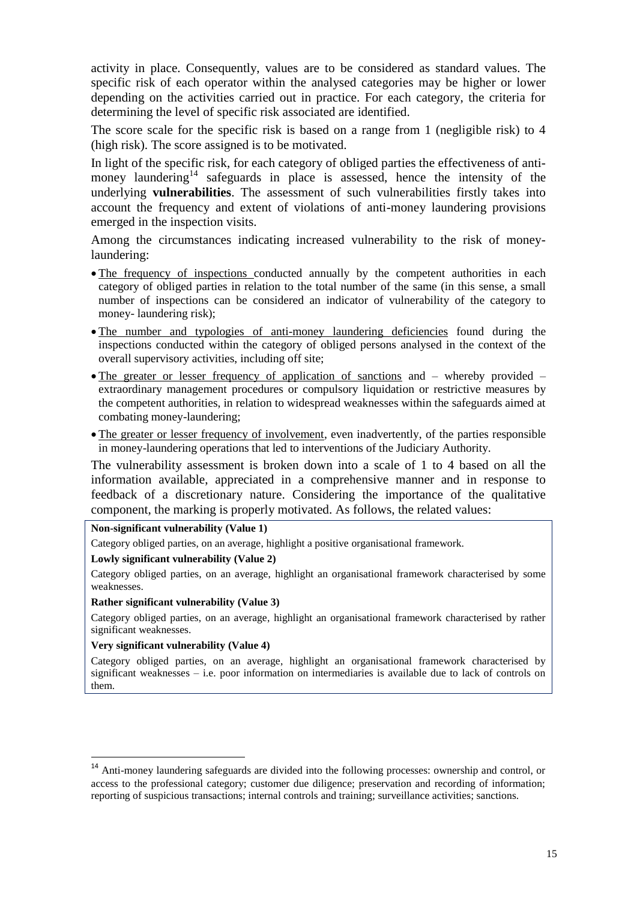activity in place. Consequently, values are to be considered as standard values. The specific risk of each operator within the analysed categories may be higher or lower depending on the activities carried out in practice. For each category, the criteria for determining the level of specific risk associated are identified.

The score scale for the specific risk is based on a range from 1 (negligible risk) to 4 (high risk). The score assigned is to be motivated.

In light of the specific risk, for each category of obliged parties the effectiveness of anti-money laundering[14] safeguards in place is assessed, hence the intensity of the underlying **vulnerabilities**. The assessment of such vulnerabilities firstly takes into account the frequency and extent of violations of anti-money laundering provisions emerged in the inspection visits.

Among the circumstances indicating increased vulnerability to the risk of money-laundering:

- The frequency of inspections conducted annually by the competent authorities in each category of obliged parties in relation to the total number of the same (in this sense, a small number of inspections can be considered an indicator of vulnerability of the category to money- laundering risk);
- The number and typologies of anti-money laundering deficiencies found during the inspections conducted within the category of obliged persons analysed in the context of the overall supervisory activities, including off site;
- The greater or lesser frequency of application of sanctions and – whereby provided – extraordinary management procedures or compulsory liquidation or restrictive measures by the competent authorities, in relation to widespread weaknesses within the safeguards aimed at combating money-laundering;
- The greater or lesser frequency of involvement, even inadvertently, of the parties responsible in money-laundering operations that led to interventions of the Judiciary Authority.

The vulnerability assessment is broken down into a scale of 1 to 4 based on all the information available, appreciated in a comprehensive manner and in response to feedback of a discretionary nature. Considering the importance of the qualitative component, the marking is properly motivated. As follows, the related values:

**Non-significant vulnerability (Value 1)**

Category obliged parties, on an average, highlight a positive organisational framework.

**Lowly significant vulnerability (Value 2)**

Category obliged parties, on an average, highlight an organisational framework characterised by some weaknesses.

**Rather significant vulnerability (Value 3)**

Category obliged parties, on an average, highlight an organisational framework characterised by rather significant weaknesses.

**Very significant vulnerability (Value 4)**

Category obliged parties, on an average, highlight an organisational framework characterised by significant weaknesses – i.e. poor information on intermediaries is available due to lack of controls on them.

[14] Anti-money laundering safeguards are divided into the following processes: ownership and control, or access to the professional category; customer due diligence; preservation and recording of information; reporting of suspicious transactions; internal controls and training; surveillance activities; sanctions.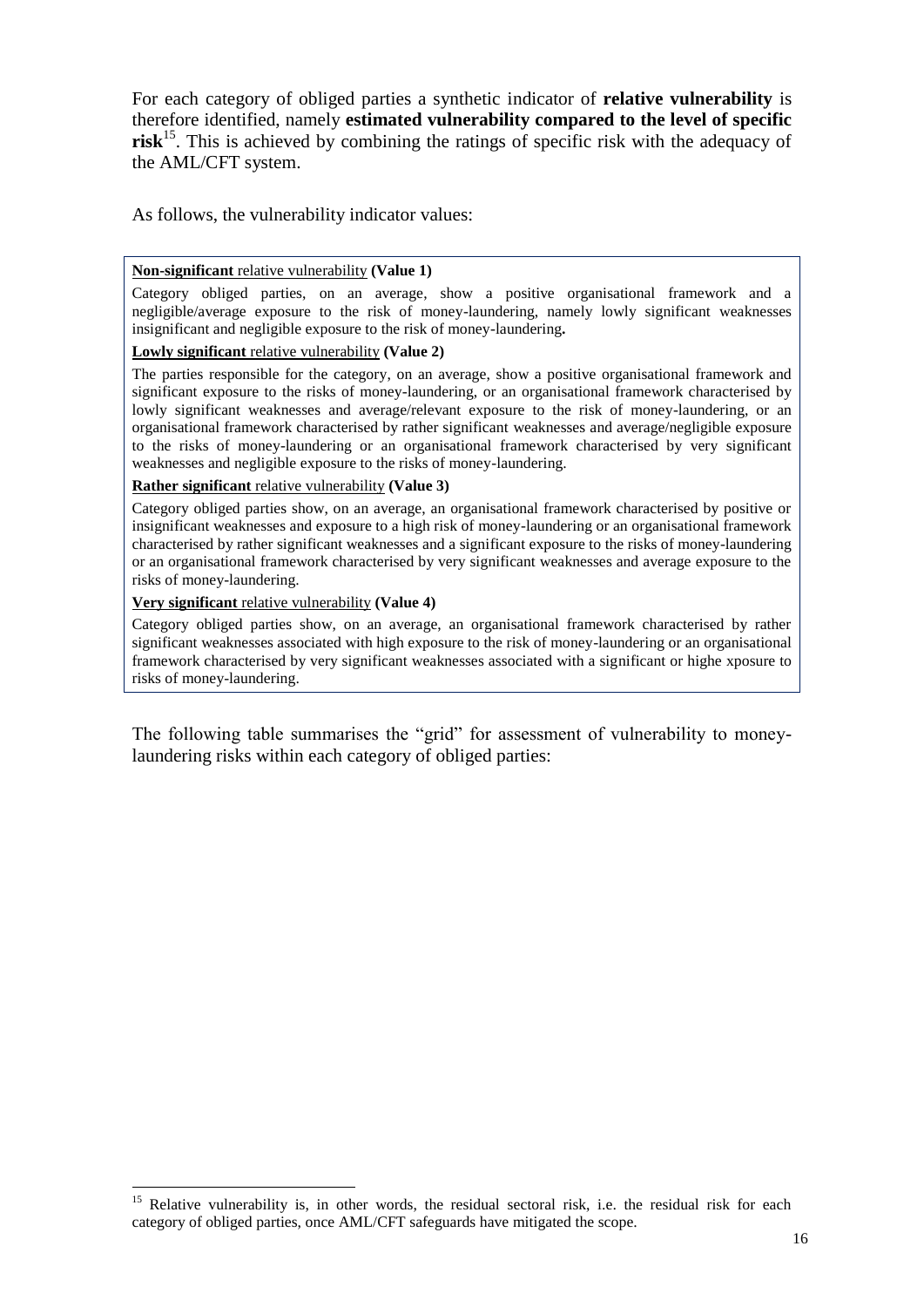For each category of obliged parties a synthetic indicator of **relative vulnerability** is therefore identified, namely **estimated vulnerability compared to the level of specific risk**[15]. This is achieved by combining the ratings of specific risk with the adequacy of the AML/CFT system.

As follows, the vulnerability indicator values:

**Non-significant** relative vulnerability **(Value 1)**

Category obliged parties, on an average, show a positive organisational framework and a negligible/average exposure to the risk of money-laundering, namely lowly significant weaknesses insignificant and negligible exposure to the risk of money-laundering**.**

**Lowly significant** relative vulnerability **(Value 2)**

The parties responsible for the category, on an average, show a positive organisational framework and significant exposure to the risks of money-laundering, or an organisational framework characterised by lowly significant weaknesses and average/relevant exposure to the risk of money-laundering, or an organisational framework characterised by rather significant weaknesses and average/negligible exposure to the risks of money-laundering or an organisational framework characterised by very significant weaknesses and negligible exposure to the risks of money-laundering.

**Rather significant** relative vulnerability **(Value 3)**

Category obliged parties show, on an average, an organisational framework characterised by positive or insignificant weaknesses and exposure to a high risk of money-laundering or an organisational framework characterised by rather significant weaknesses and a significant exposure to the risks of money-laundering or an organisational framework characterised by very significant weaknesses and average exposure to the risks of money-laundering.

**Very significant** relative vulnerability **(Value 4)**

Category obliged parties show, on an average, an organisational framework characterised by rather significant weaknesses associated with high exposure to the risk of money-laundering or an organisational framework characterised by very significant weaknesses associated with a significant or highe xposure to risks of money-laundering.

The following table summarises the "grid" for assessment of vulnerability to money-laundering risks within each category of obliged parties:

[15] Relative vulnerability is, in other words, the residual sectoral risk, i.e. the residual risk for each category of obliged parties, once AML/CFT safeguards have mitigated the scope.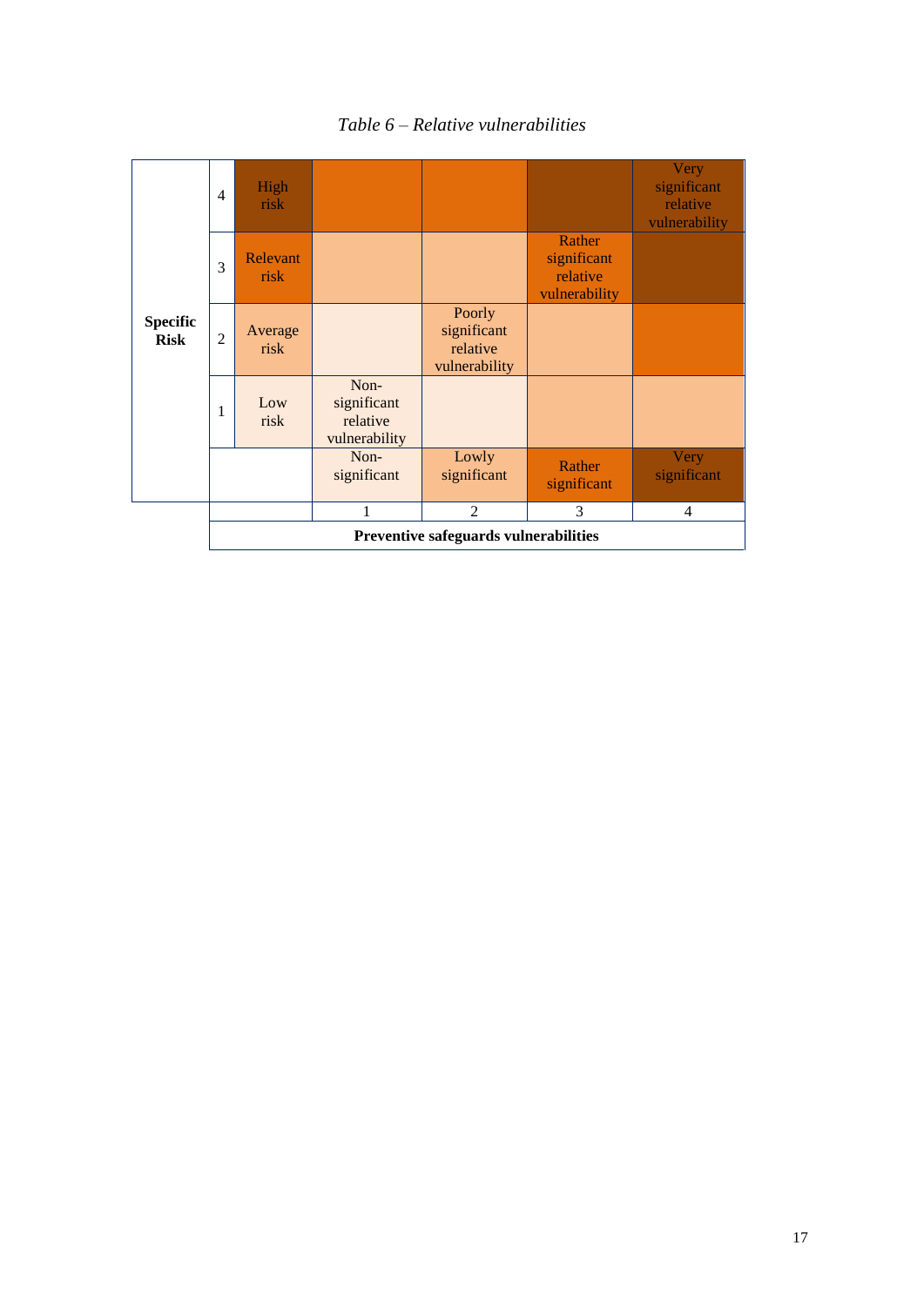*Table 6 – Relative vulnerabilities*

| | | | | | | |
|---|---|---|---|---|---|---|
| **Specific Risk** | 4 | High risk | | | | Very significant relative vulnerability |
| | 3 | Relevant risk | | | Rather significant relative vulnerability | |
| | 2 | Average risk | | Poorly significant relative vulnerability | | |
| | 1 | Low risk | Non-significant relative vulnerability | | | |
| | | | Non-significant | Lowly significant | Rather significant | Very significant |
| | | | 1 | 2 | 3 | 4 |
| | **Preventive safeguards vulnerabilities** | | | | | |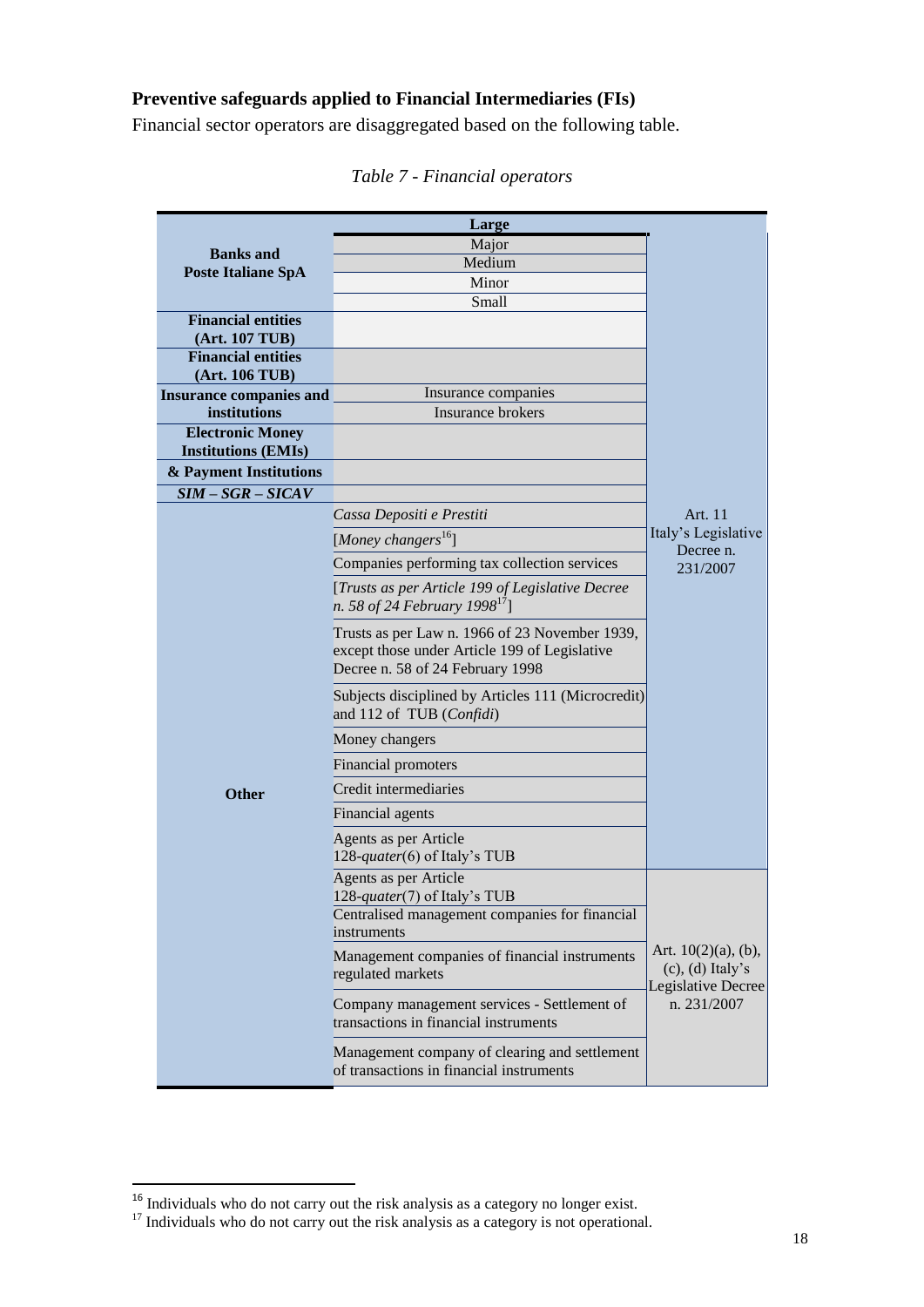**Preventive safeguards applied to Financial Intermediaries (FIs)**

Financial sector operators are disaggregated based on the following table.

*Table 7 - Financial operators*

| | | |
|---|---|---|
| **Banks and Poste Italiane SpA** | Large | Art. 11 Italy's Legislative Decree n. 231/2007 |
| | Major | |
| | Medium | |
| | Minor | |
| | Small | |
| **Financial entities (Art. 107 TUB)** | | |
| **Financial entities (Art. 106 TUB)** | | |
| **Insurance companies and institutions** | Insurance companies | |
| | Insurance brokers | |
| **Electronic Money Institutions (EMIs)** | | |
| **& Payment Institutions** | | |
| ***SIM – SGR – SICAV*** | | |
| **Other** | *Cassa Depositi e Prestiti* | |
| | [*Money changers*[16]] | |
| | Companies performing tax collection services | |
| | [*Trusts as per Article 199 of Legislative Decree n. 58 of 24 February 1998*[17]] | |
| | Trusts as per Law n. 1966 of 23 November 1939, except those under Article 199 of Legislative Decree n. 58 of 24 February 1998 | |
| | Subjects disciplined by Articles 111 (Microcredit) and 112 of TUB (*Confidi*) | |
| | Money changers | |
| | Financial promoters | |
| | Credit intermediaries | |
| | Financial agents | |
| | Agents as per Article 128-*quater*(6) of Italy's TUB | |
| | Agents as per Article 128-*quater*(7) of Italy's TUB | Art. 10(2)(a), (b), (c), (d) Italy's Legislative Decree n. 231/2007 |
| | Centralised management companies for financial instruments | |
| | Management companies of financial instruments regulated markets | |
| | Company management services - Settlement of transactions in financial instruments | |
| | Management company of clearing and settlement of transactions in financial instruments | |

[16] Individuals who do not carry out the risk analysis as a category no longer exist.

[17] Individuals who do not carry out the risk analysis as a category is not operational.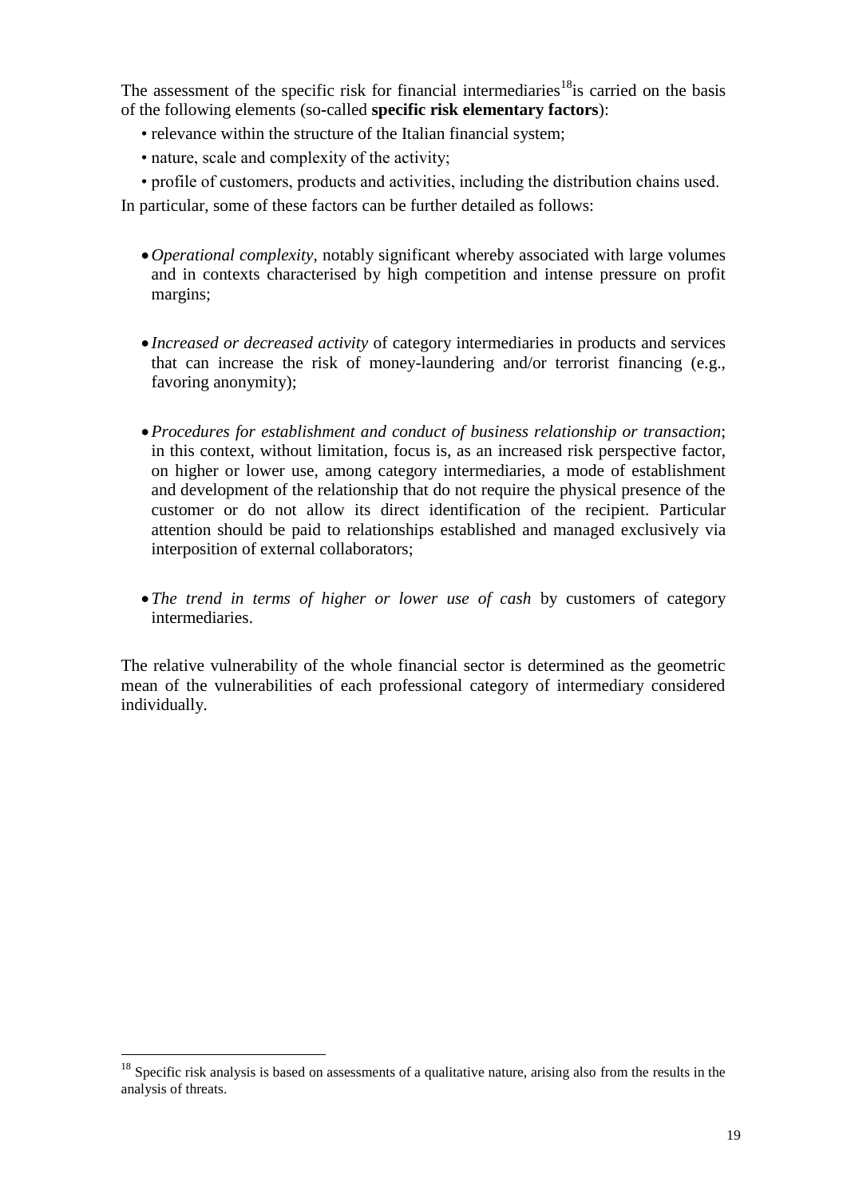The assessment of the specific risk for financial intermediaries[18]is carried on the basis of the following elements (so-called **specific risk elementary factors**):

- relevance within the structure of the Italian financial system;
- nature, scale and complexity of the activity;
- profile of customers, products and activities, including the distribution chains used.

In particular, some of these factors can be further detailed as follows:

- *Operational complexity*, notably significant whereby associated with large volumes and in contexts characterised by high competition and intense pressure on profit margins;

- *Increased or decreased activity* of category intermediaries in products and services that can increase the risk of money-laundering and/or terrorist financing (e.g., favoring anonymity);

- *Procedures for establishment and conduct of business relationship or transaction*; in this context, without limitation, focus is, as an increased risk perspective factor, on higher or lower use, among category intermediaries, a mode of establishment and development of the relationship that do not require the physical presence of the customer or do not allow its direct identification of the recipient. Particular attention should be paid to relationships established and managed exclusively via interposition of external collaborators;

- *The trend in terms of higher or lower use of cash* by customers of category intermediaries.

The relative vulnerability of the whole financial sector is determined as the geometric mean of the vulnerabilities of each professional category of intermediary considered individually.

[18] Specific risk analysis is based on assessments of a qualitative nature, arising also from the results in the analysis of threats.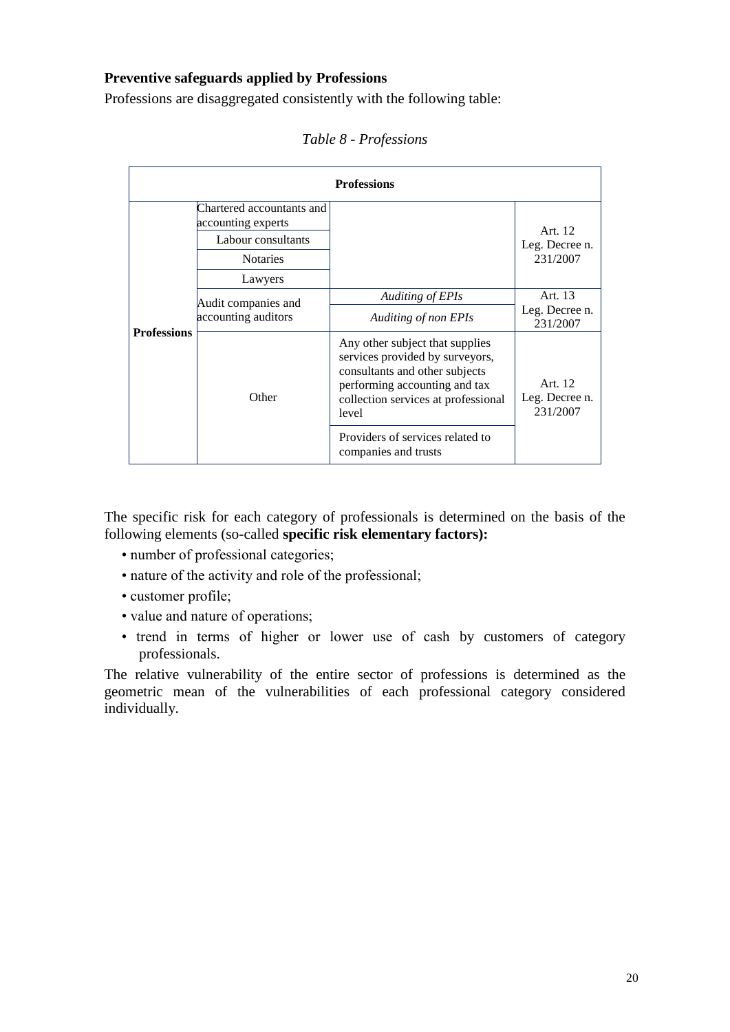**Preventive safeguards applied by Professions**

Professions are disaggregated consistently with the following table:

*Table 8 - Professions*

| Professions | | | |
|---|---|---|---|
| **Professions** | Chartered accountants and accounting experts | | Art. 12 Leg. Decree n. 231/2007 |
| | Labour consultants | | |
| | Notaries | | |
| | Lawyers | | |
| | Audit companies and accounting auditors | *Auditing of EPIs* | Art. 13 Leg. Decree n. 231/2007 |
| | | *Auditing of non EPIs* | |
| | Other | Any other subject that supplies services provided by surveyors, consultants and other subjects performing accounting and tax collection services at professional level | Art. 12 Leg. Decree n. 231/2007 |
| | | Providers of services related to companies and trusts | |

The specific risk for each category of professionals is determined on the basis of the following elements (so-called **specific risk elementary factors):**

- number of professional categories;
- nature of the activity and role of the professional;
- customer profile;
- value and nature of operations;
- trend in terms of higher or lower use of cash by customers of category professionals.

The relative vulnerability of the entire sector of professions is determined as the geometric mean of the vulnerabilities of each professional category considered individually.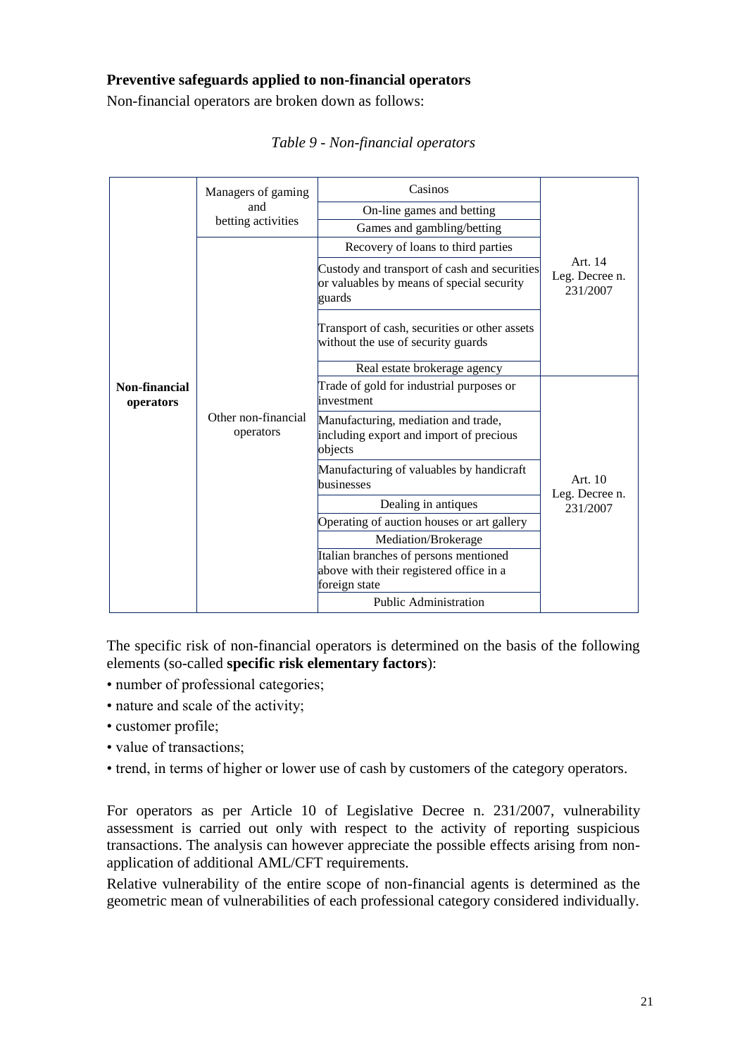**Preventive safeguards applied to non-financial operators**

Non-financial operators are broken down as follows:

*Table 9 - Non-financial operators*

| | | | |
|---|---|---|---|
| Non-financial operators | Managers of gaming and betting activities | Casinos | Art. 14 Leg. Decree n. 231/2007 |
| | | On-line games and betting | |
| | | Games and gambling/betting | |
| | Other non-financial operators | Recovery of loans to third parties | |
| | | Custody and transport of cash and securities or valuables by means of special security guards | |
| | | Transport of cash, securities or other assets without the use of security guards | |
| | | Real estate brokerage agency | |
| | | Trade of gold for industrial purposes or investment | Art. 10 Leg. Decree n. 231/2007 |
| | | Manufacturing, mediation and trade, including export and import of precious objects | |
| | | Manufacturing of valuables by handicraft businesses | |
| | | Dealing in antiques | |
| | | Operating of auction houses or art gallery | |
| | | Mediation/Brokerage | |
| | | Italian branches of persons mentioned above with their registered office in a foreign state | |
| | | Public Administration | |

The specific risk of non-financial operators is determined on the basis of the following elements (so-called **specific risk elementary factors**):

- number of professional categories;
- nature and scale of the activity;
- customer profile;
- value of transactions;
- trend, in terms of higher or lower use of cash by customers of the category operators.

For operators as per Article 10 of Legislative Decree n. 231/2007, vulnerability assessment is carried out only with respect to the activity of reporting suspicious transactions. The analysis can however appreciate the possible effects arising from non-application of additional AML/CFT requirements.

Relative vulnerability of the entire scope of non-financial agents is determined as the geometric mean of vulnerabilities of each professional category considered individually.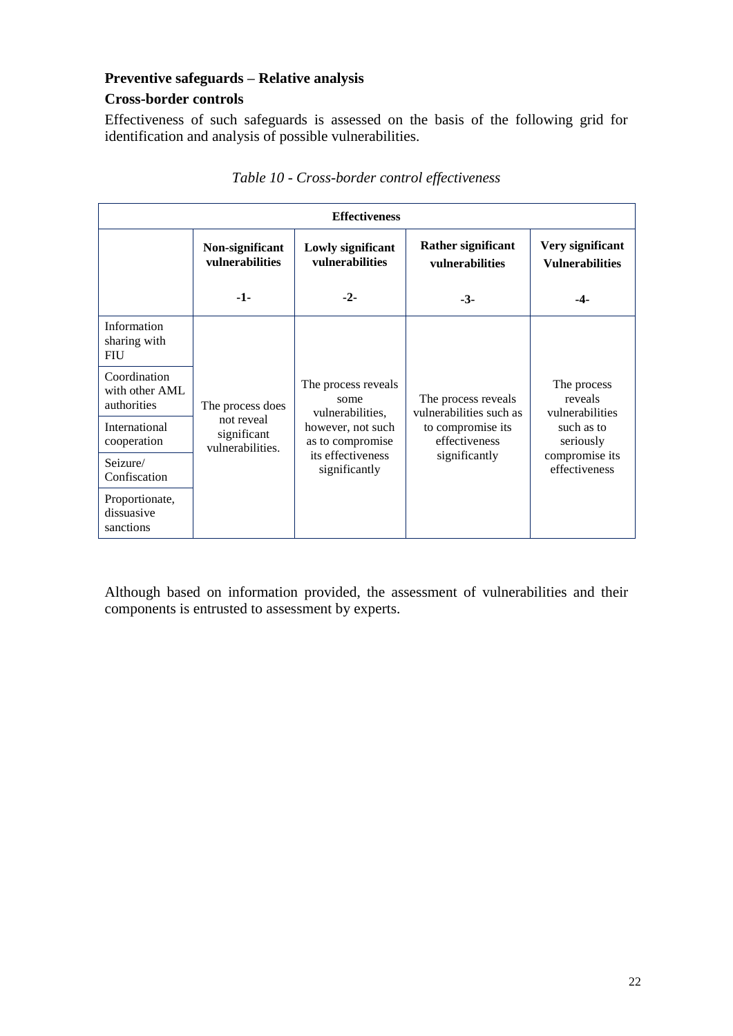**Preventive safeguards – Relative analysis**

**Cross-border controls**

Effectiveness of such safeguards is assessed on the basis of the following grid for identification and analysis of possible vulnerabilities.

*Table 10 - Cross-border control effectiveness*

| Effectiveness | | | | |
|---|---|---|---|---|
| | **Non-significant vulnerabilities** -1- | **Lowly significant vulnerabilities** -2- | **Rather significant vulnerabilities** -3- | **Very significant Vulnerabilities** -4- |
| Information sharing with FIU | The process does not reveal significant vulnerabilities. | The process reveals some vulnerabilities, however, not such as to compromise its effectiveness significantly | The process reveals vulnerabilities such as to compromise its effectiveness significantly | The process reveals vulnerabilities such as to seriously compromise its effectiveness |
| Coordination with other AML authorities | | | | |
| International cooperation | | | | |
| Seizure/ Confiscation | | | | |
| Proportionate, dissuasive sanctions | | | | |

Although based on information provided, the assessment of vulnerabilities and their components is entrusted to assessment by experts.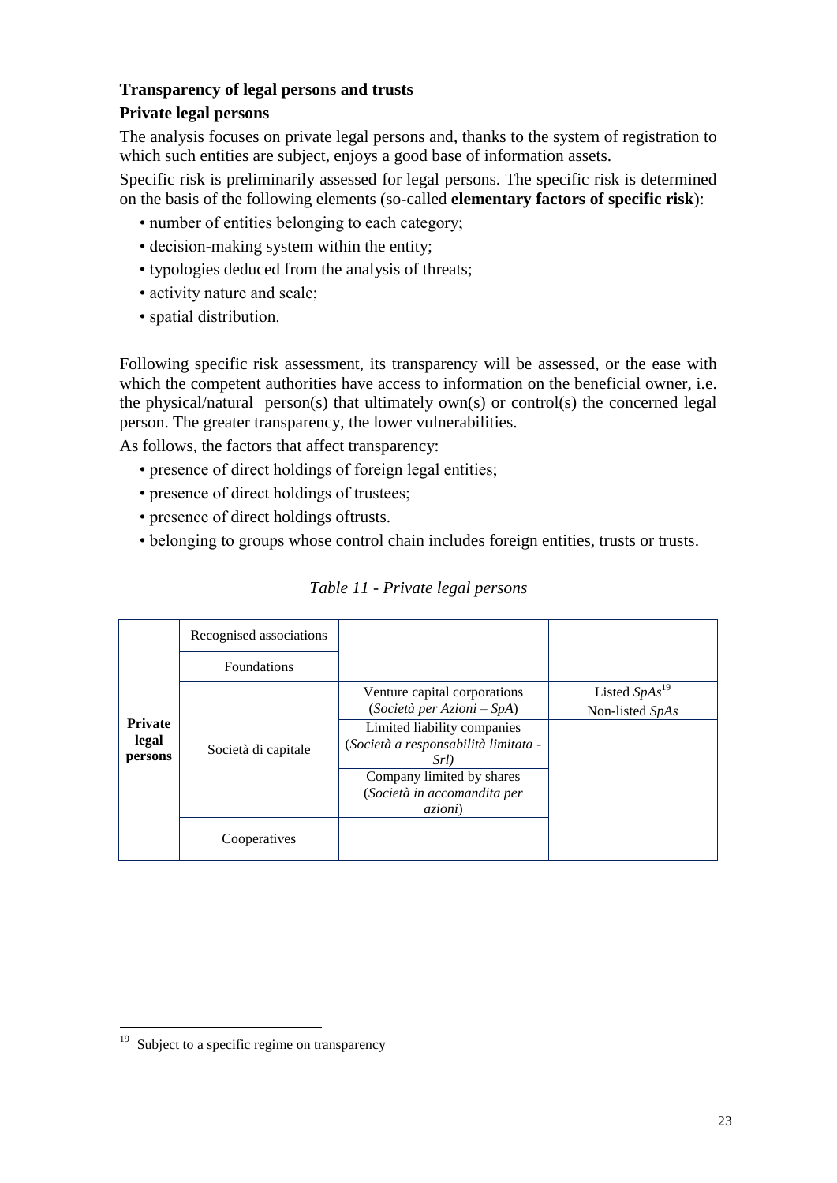### Transparency of legal persons and trusts

### Private legal persons

The analysis focuses on private legal persons and, thanks to the system of registration to which such entities are subject, enjoys a good base of information assets.

Specific risk is preliminarily assessed for legal persons. The specific risk is determined on the basis of the following elements (so-called **elementary factors of specific risk**):

- number of entities belonging to each category;
- decision-making system within the entity;
- typologies deduced from the analysis of threats;
- activity nature and scale;
- spatial distribution.

Following specific risk assessment, its transparency will be assessed, or the ease with which the competent authorities have access to information on the beneficial owner, i.e. the physical/natural person(s) that ultimately own(s) or control(s) the concerned legal person. The greater transparency, the lower vulnerabilities.

As follows, the factors that affect transparency:

- presence of direct holdings of foreign legal entities;
- presence of direct holdings of trustees;
- presence of direct holdings oftrusts.
- belonging to groups whose control chain includes foreign entities, trusts or trusts.

*Table 11 - Private legal persons*

| | | | |
|---|---|---|---|
| **Private legal persons** | Recognised associations | | |
| | Foundations | | |
| | Società di capitale | Venture capital corporations (*Società per Azioni – SpA*) | Listed *SpAs*[19] |
| | | | Non-listed *SpAs* |
| | | Limited liability companies (*Società a responsabilità limitata - Srl)* | |
| | | Company limited by shares (*Società in accomandita per azioni*) | |
| | Cooperatives | | |

[19] Subject to a specific regime on transparency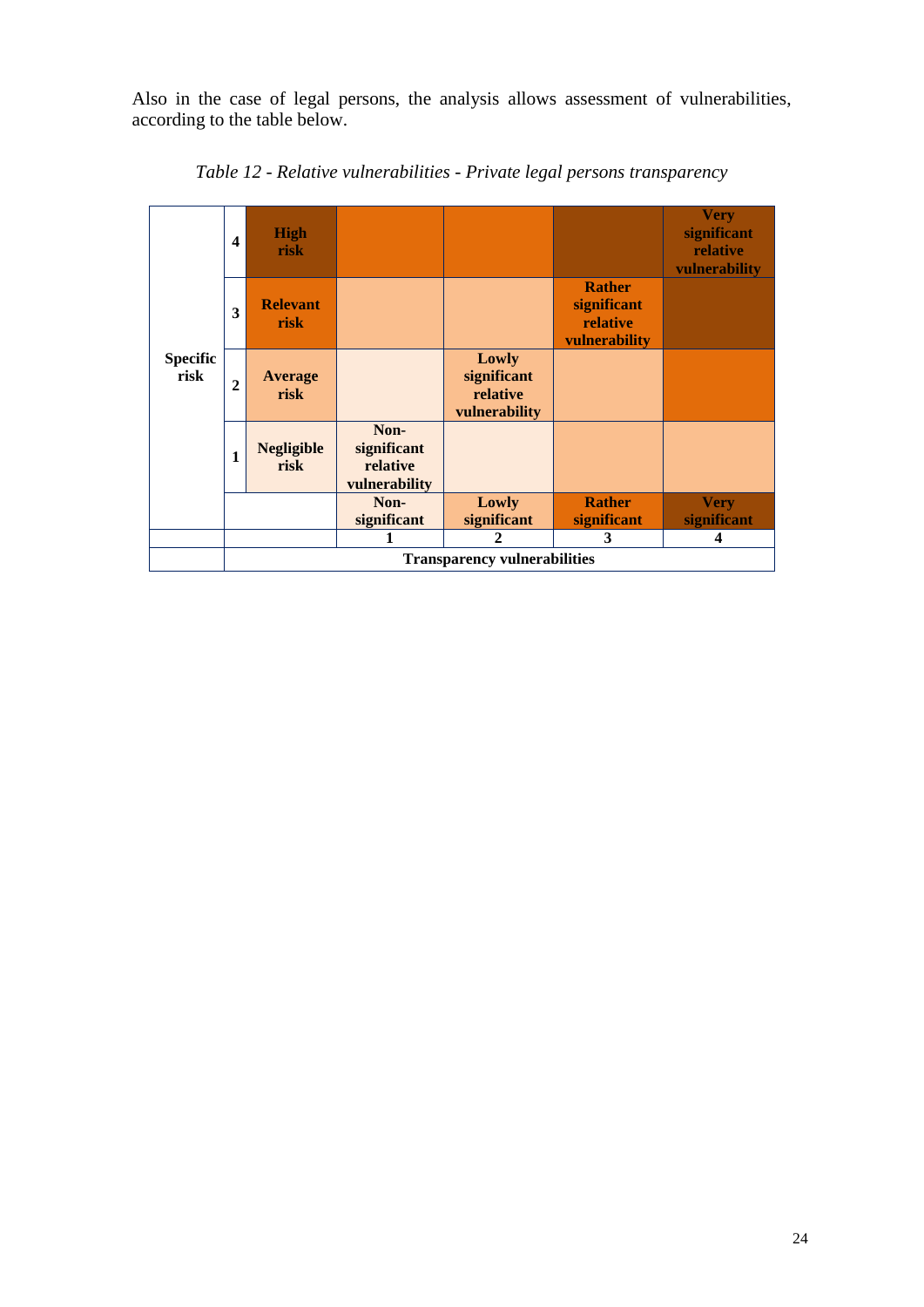Also in the case of legal persons, the analysis allows assessment of vulnerabilities, according to the table below.

*Table 12 - Relative vulnerabilities - Private legal persons transparency*

| | | | | | | |
|---|---|---|---|---|---|---|
| **Specific risk** | **4** | **High risk** | | | | **Very significant relative vulnerability** |
| | **3** | **Relevant risk** | | | **Rather significant relative vulnerability** | |
| | **2** | **Average risk** | | **Lowly significant relative vulnerability** | | |
| | **1** | **Negligible risk** | **Non-significant relative vulnerability** | | | |
| | | | **Non-significant** | **Lowly significant** | **Rather significant** | **Very significant** |
| | | | **1** | **2** | **3** | **4** |
| | **Transparency vulnerabilities** | | | | | |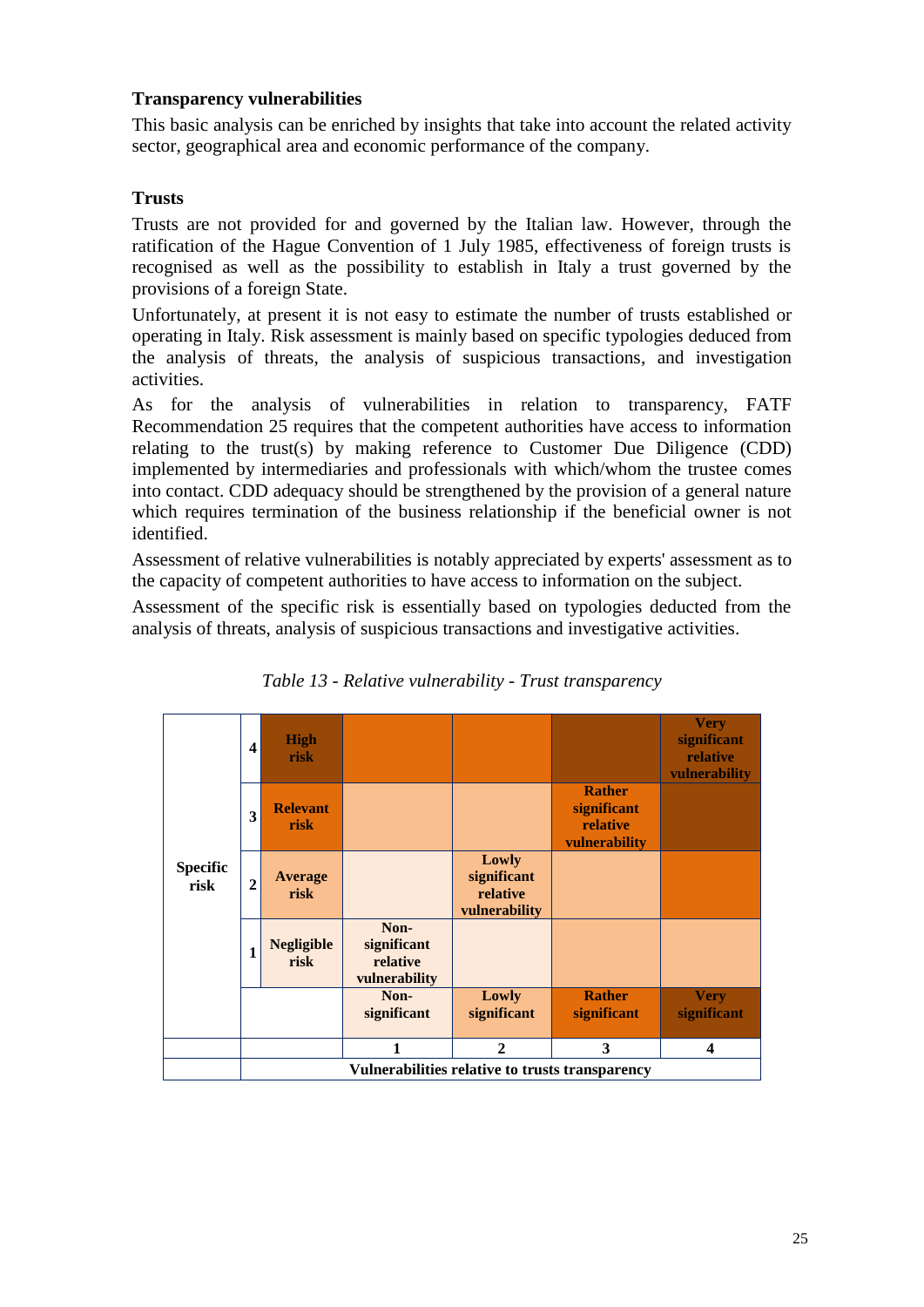### Transparency vulnerabilities

This basic analysis can be enriched by insights that take into account the related activity sector, geographical area and economic performance of the company.

### Trusts

Trusts are not provided for and governed by the Italian law. However, through the ratification of the Hague Convention of 1 July 1985, effectiveness of foreign trusts is recognised as well as the possibility to establish in Italy a trust governed by the provisions of a foreign State.

Unfortunately, at present it is not easy to estimate the number of trusts established or operating in Italy. Risk assessment is mainly based on specific typologies deduced from the analysis of threats, the analysis of suspicious transactions, and investigation activities.

As for the analysis of vulnerabilities in relation to transparency, FATF Recommendation 25 requires that the competent authorities have access to information relating to the trust(s) by making reference to Customer Due Diligence (CDD) implemented by intermediaries and professionals with which/whom the trustee comes into contact. CDD adequacy should be strengthened by the provision of a general nature which requires termination of the business relationship if the beneficial owner is not identified.

Assessment of relative vulnerabilities is notably appreciated by experts' assessment as to the capacity of competent authorities to have access to information on the subject.

Assessment of the specific risk is essentially based on typologies deducted from the analysis of threats, analysis of suspicious transactions and investigative activities.

*Table 13 - Relative vulnerability - Trust transparency*

| Specific risk | | | | | | |
|---|---|---|---|---|---|---|
| | 4 | **High risk** | | | | **Very significant relative vulnerability** |
| | 3 | **Relevant risk** | | | **Rather significant relative vulnerability** | |
| | 2 | **Average risk** | | **Lowly significant relative vulnerability** | | |
| | 1 | **Negligible risk** | **Non-significant relative vulnerability** | | | |
| | | | **Non-significant** | **Lowly significant** | **Rather significant** | **Very significant** |
| | | | **1** | **2** | **3** | **4** |
| | **Vulnerabilities relative to trusts transparency** | | | | | |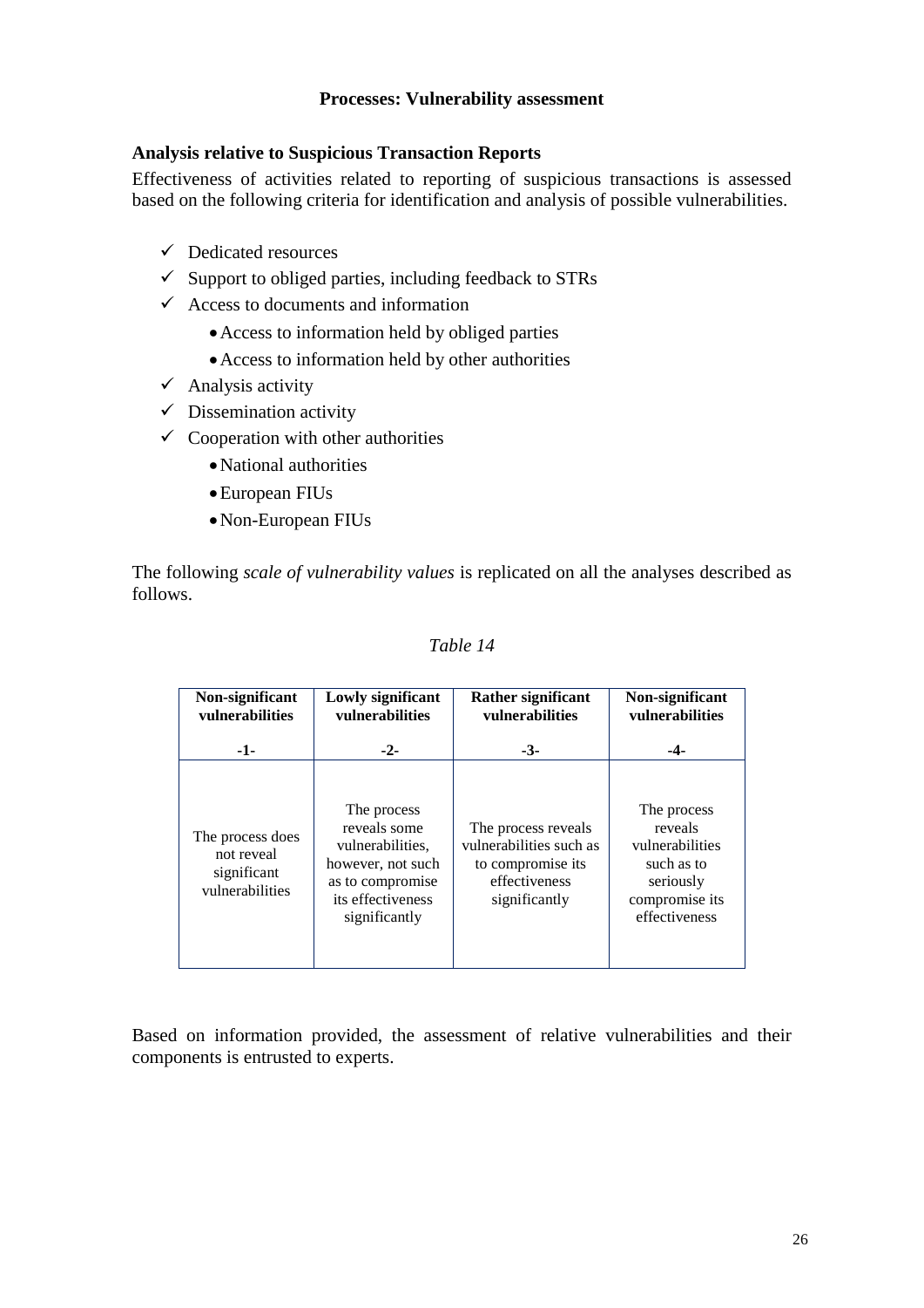**Processes: Vulnerability assessment**

**Analysis relative to Suspicious Transaction Reports**

Effectiveness of activities related to reporting of suspicious transactions is assessed based on the following criteria for identification and analysis of possible vulnerabilities.

- ✓ Dedicated resources
- ✓ Support to obliged parties, including feedback to STRs
- ✓ Access to documents and information
  - Access to information held by obliged parties
  - Access to information held by other authorities
- ✓ Analysis activity
- ✓ Dissemination activity
- ✓ Cooperation with other authorities
  - National authorities
  - European FIUs
  - Non-European FIUs

The following *scale of vulnerability values* is replicated on all the analyses described as follows.

*Table 14*

| **Non-significant vulnerabilities**<br><br>**-1-** | **Lowly significant vulnerabilities**<br><br>**-2-** | **Rather significant vulnerabilities**<br><br>**-3-** | **Non-significant vulnerabilities**<br><br>**-4-** |
|---|---|---|---|
| The process does not reveal significant vulnerabilities | The process reveals some vulnerabilities, however, not such as to compromise its effectiveness significantly | The process reveals vulnerabilities such as to compromise its effectiveness significantly | The process reveals vulnerabilities such as to seriously compromise its effectiveness |

Based on information provided, the assessment of relative vulnerabilities and their components is entrusted to experts.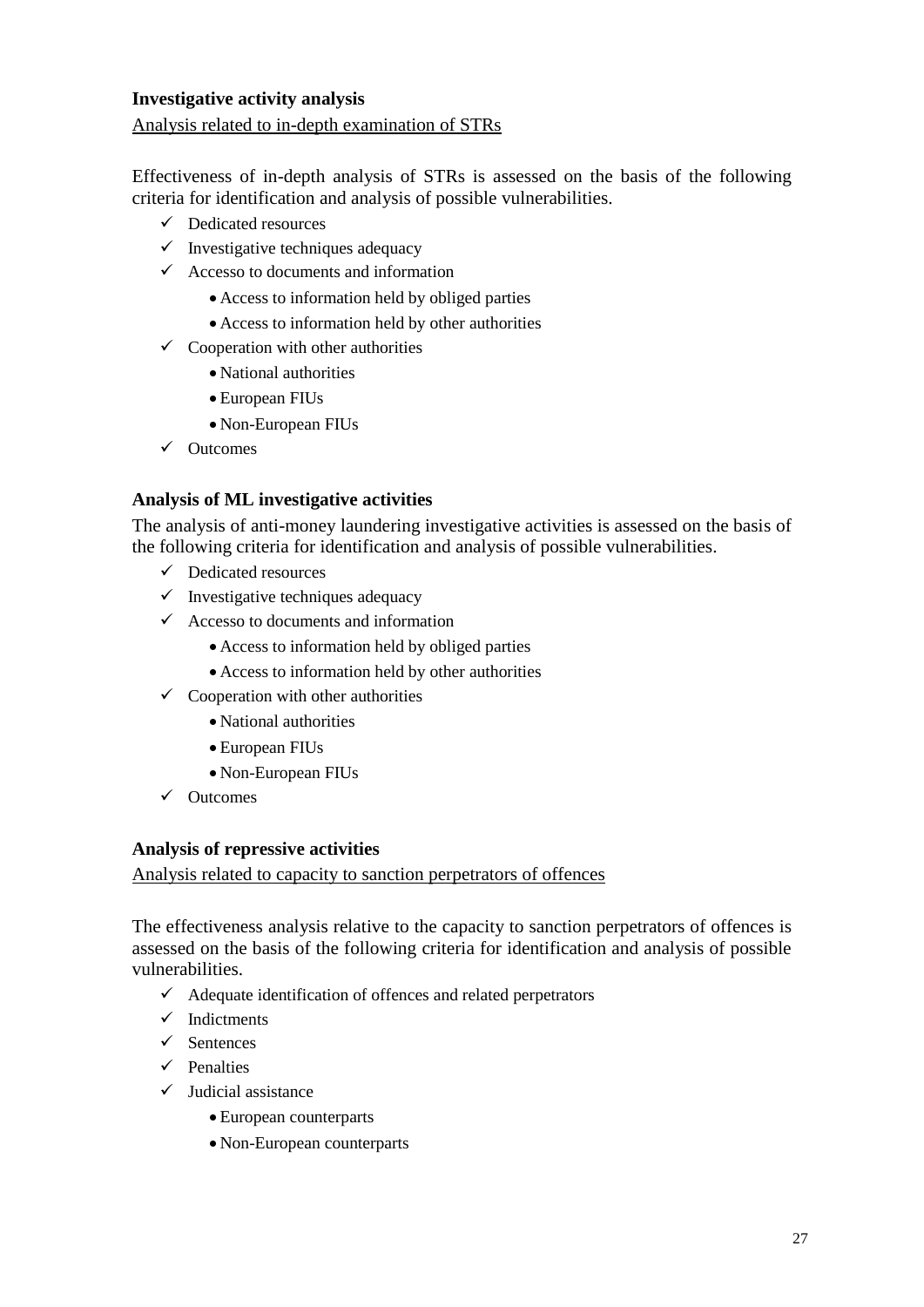**Investigative activity analysis**

Analysis related to in-depth examination of STRs

Effectiveness of in-depth analysis of STRs is assessed on the basis of the following criteria for identification and analysis of possible vulnerabilities.

- ✓ Dedicated resources
- ✓ Investigative techniques adequacy
- ✓ Accesso to documents and information
  - Access to information held by obliged parties
  - Access to information held by other authorities
- ✓ Cooperation with other authorities
  - National authorities
  - European FIUs
  - Non-European FIUs
- ✓ Outcomes

**Analysis of ML investigative activities**

The analysis of anti-money laundering investigative activities is assessed on the basis of the following criteria for identification and analysis of possible vulnerabilities.

- ✓ Dedicated resources
- ✓ Investigative techniques adequacy
- ✓ Accesso to documents and information
  - Access to information held by obliged parties
  - Access to information held by other authorities
- ✓ Cooperation with other authorities
  - National authorities
  - European FIUs
  - Non-European FIUs
- ✓ Outcomes

**Analysis of repressive activities**

Analysis related to capacity to sanction perpetrators of offences

The effectiveness analysis relative to the capacity to sanction perpetrators of offences is assessed on the basis of the following criteria for identification and analysis of possible vulnerabilities.

- ✓ Adequate identification of offences and related perpetrators
- ✓ Indictments
- ✓ Sentences
- ✓ Penalties
- ✓ Judicial assistance
  - European counterparts
  - Non-European counterparts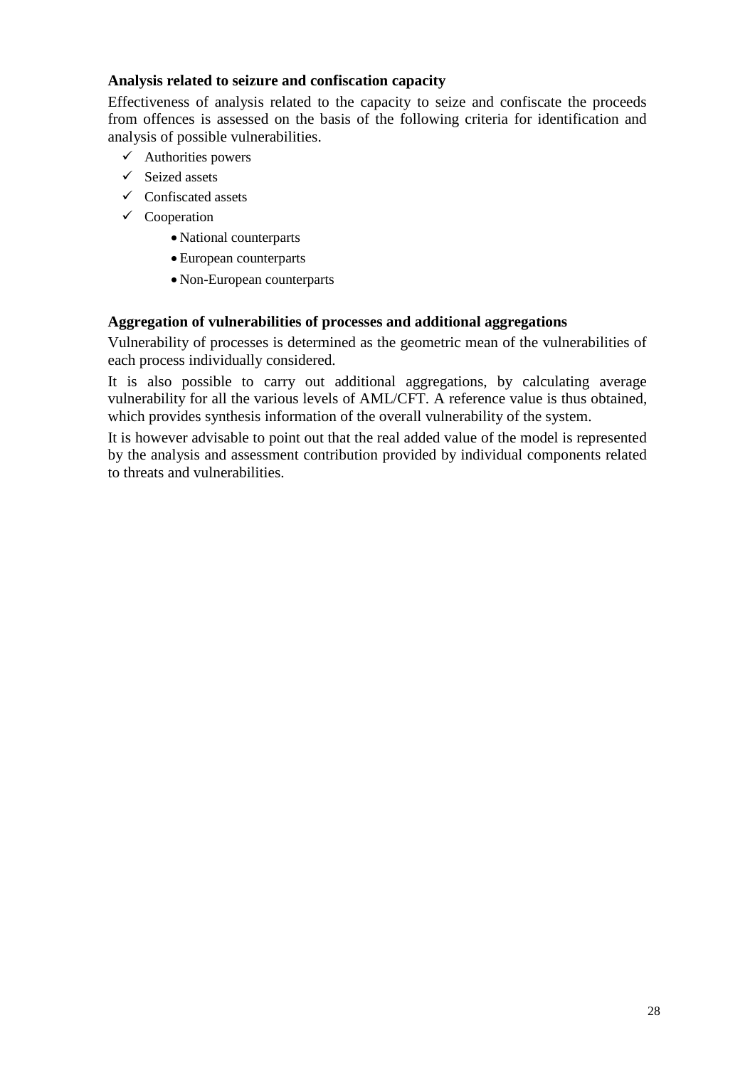**Analysis related to seizure and confiscation capacity**

Effectiveness of analysis related to the capacity to seize and confiscate the proceeds from offences is assessed on the basis of the following criteria for identification and analysis of possible vulnerabilities.

- ✓ Authorities powers
- ✓ Seized assets
- ✓ Confiscated assets
- ✓ Cooperation
  - National counterparts
  - European counterparts
  - Non-European counterparts

**Aggregation of vulnerabilities of processes and additional aggregations**

Vulnerability of processes is determined as the geometric mean of the vulnerabilities of each process individually considered.

It is also possible to carry out additional aggregations, by calculating average vulnerability for all the various levels of AML/CFT. A reference value is thus obtained, which provides synthesis information of the overall vulnerability of the system.

It is however advisable to point out that the real added value of the model is represented by the analysis and assessment contribution provided by individual components related to threats and vulnerabilities.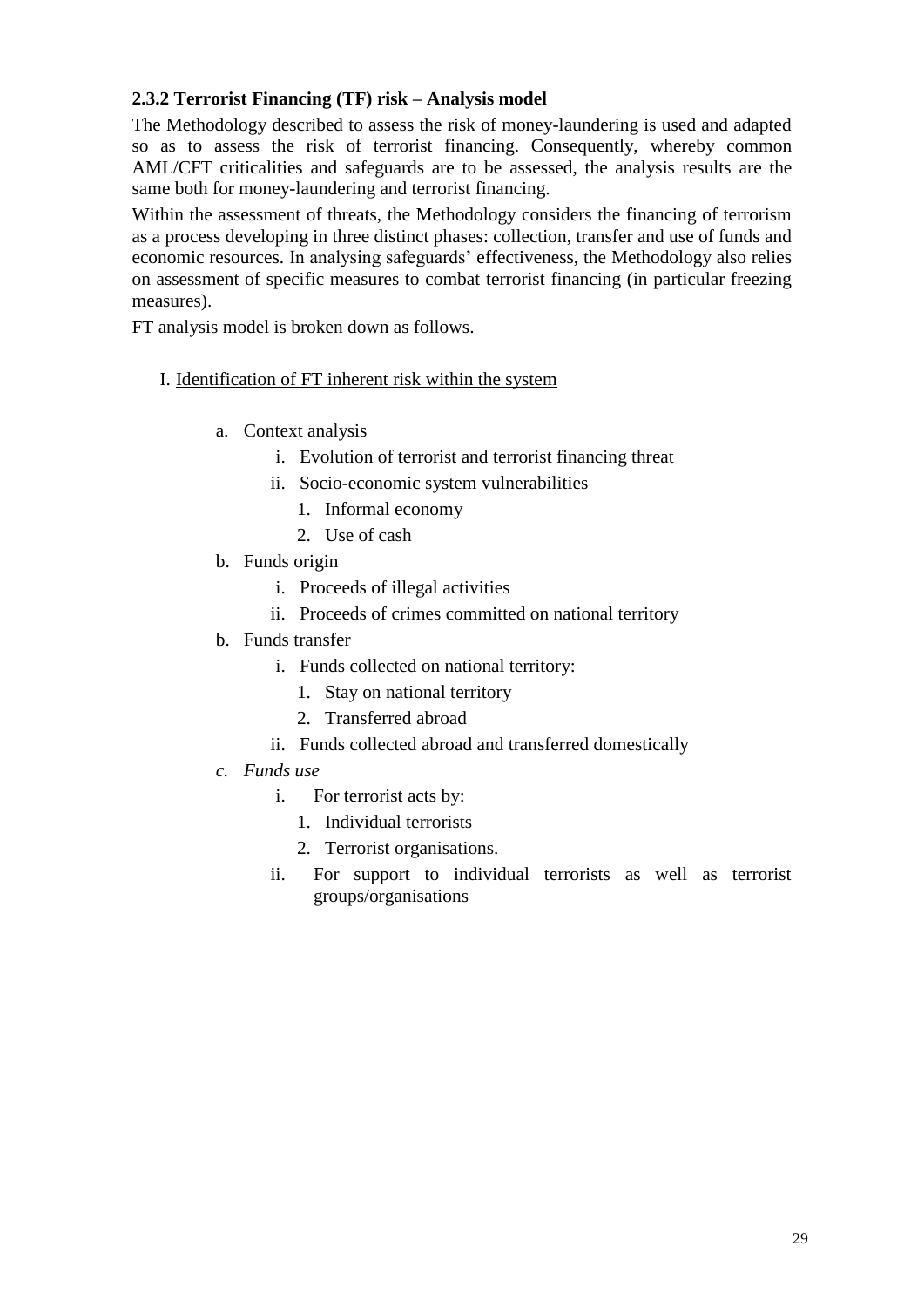### 2.3.2 Terrorist Financing (TF) risk – Analysis model

The Methodology described to assess the risk of money-laundering is used and adapted so as to assess the risk of terrorist financing. Consequently, whereby common AML/CFT criticalities and safeguards are to be assessed, the analysis results are the same both for money-laundering and terrorist financing.

Within the assessment of threats, the Methodology considers the financing of terrorism as a process developing in three distinct phases: collection, transfer and use of funds and economic resources. In analysing safeguards' effectiveness, the Methodology also relies on assessment of specific measures to combat terrorist financing (in particular freezing measures).

FT analysis model is broken down as follows.

I. <u>Identification of FT inherent risk within the system</u>

- a. Context analysis
    - i. Evolution of terrorist and terrorist financing threat
    - ii. Socio-economic system vulnerabilities
        1. Informal economy
        2. Use of cash
- b. Funds origin
    - i. Proceeds of illegal activities
    - ii. Proceeds of crimes committed on national territory
- b. Funds transfer
    - i. Funds collected on national territory:
        1. Stay on national territory
        2. Transferred abroad
    - ii. Funds collected abroad and transferred domestically
- *c. Funds use*
    - i. For terrorist acts by:
        1. Individual terrorists
        2. Terrorist organisations.
    - ii. For support to individual terrorists as well as terrorist groups/organisations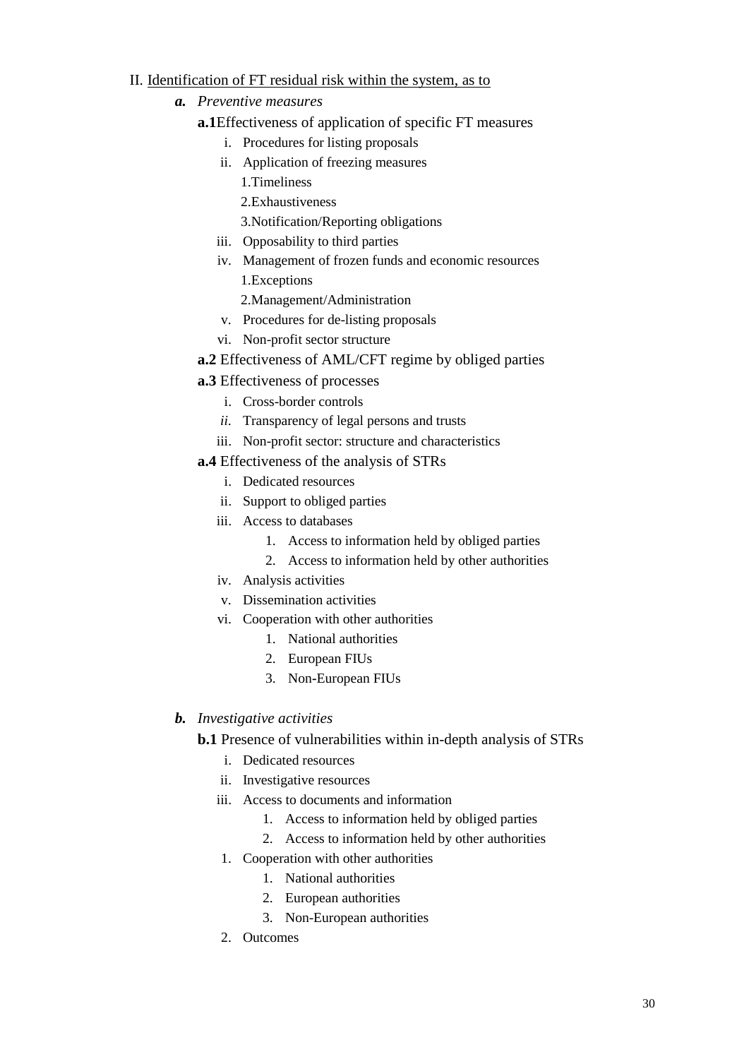II. <u>Identification of FT residual risk within the system, as to</u>

***a.*** *Preventive measures*

**a.1**Effectiveness of application of specific FT measures

- i. Procedures for listing proposals
- ii. Application of freezing measures
  - 1.Timeliness
  - 2.Exhaustiveness
  - 3.Notification/Reporting obligations
- iii. Opposability to third parties
- iv. Management of frozen funds and economic resources
  - 1.Exceptions
  - 2.Management/Administration
- v. Procedures for de-listing proposals
- vi. Non-profit sector structure

**a.2** Effectiveness of AML/CFT regime by obliged parties

**a.3** Effectiveness of processes

- i. Cross-border controls
- *ii.* Transparency of legal persons and trusts
- iii. Non-profit sector: structure and characteristics

**a.4** Effectiveness of the analysis of STRs

- i. Dedicated resources
- ii. Support to obliged parties
- iii. Access to databases
  1. Access to information held by obliged parties
  2. Access to information held by other authorities
- iv. Analysis activities
- v. Dissemination activities
- vi. Cooperation with other authorities
  1. National authorities
  2. European FIUs
  3. Non-European FIUs

***b.*** *Investigative activities*

**b.1** Presence of vulnerabilities within in-depth analysis of STRs

- i. Dedicated resources
- ii. Investigative resources
- iii. Access to documents and information
  1. Access to information held by obliged parties
  2. Access to information held by other authorities
- 1. Cooperation with other authorities
  1. National authorities
  2. European authorities
  3. Non-European authorities
- 2. Outcomes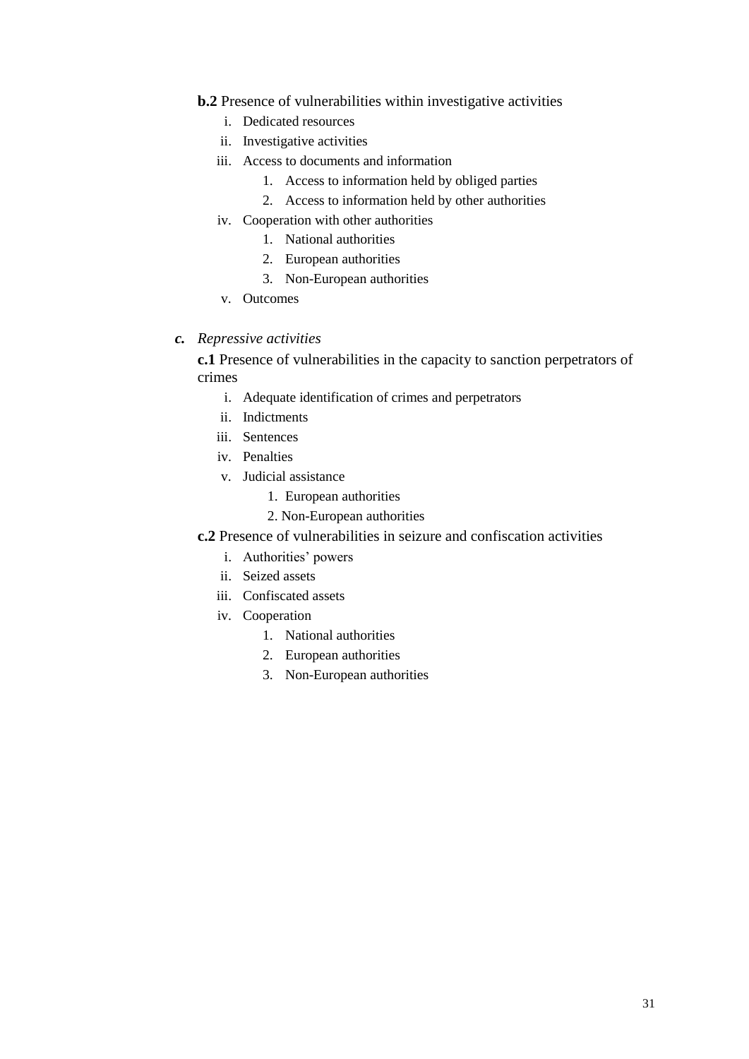**b.2** Presence of vulnerabilities within investigative activities

i. Dedicated resources

ii. Investigative activities

iii. Access to documents and information

   1. Access to information held by obliged parties
   2. Access to information held by other authorities

iv. Cooperation with other authorities

   1. National authorities
   2. European authorities
   3. Non-European authorities

v. Outcomes

***c.*** *Repressive activities*

**c.1** Presence of vulnerabilities in the capacity to sanction perpetrators of crimes

i. Adequate identification of crimes and perpetrators

ii. Indictments

iii. Sentences

iv. Penalties

v. Judicial assistance

   1. European authorities
   2. Non-European authorities

**c.2** Presence of vulnerabilities in seizure and confiscation activities

i. Authorities' powers

ii. Seized assets

iii. Confiscated assets

iv. Cooperation

   1. National authorities
   2. European authorities
   3. Non-European authorities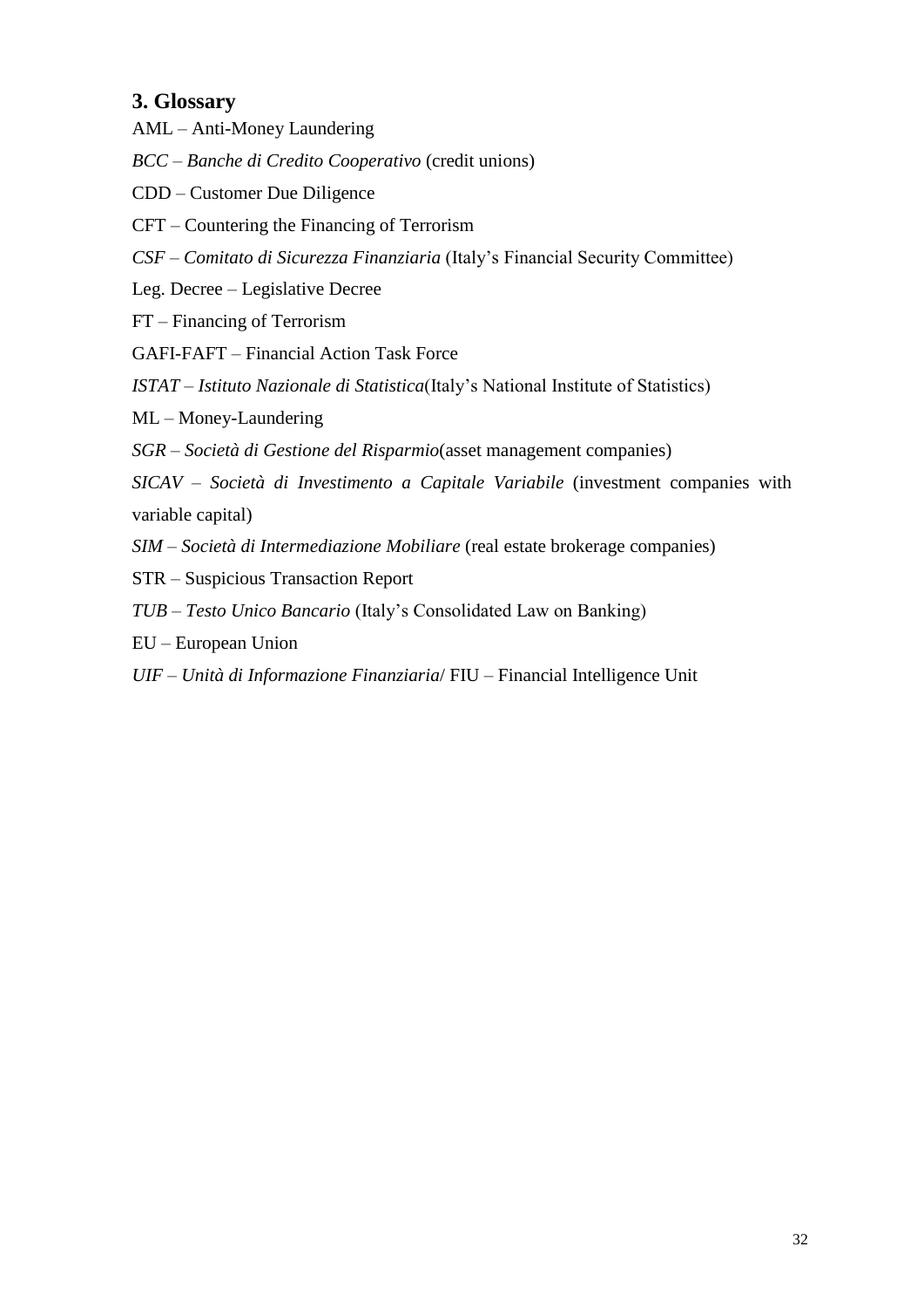## 3. Glossary

AML – Anti-Money Laundering

*BCC – Banche di Credito Cooperativo* (credit unions)

CDD – Customer Due Diligence

CFT – Countering the Financing of Terrorism

*CSF – Comitato di Sicurezza Finanziaria* (Italy's Financial Security Committee)

Leg. Decree – Legislative Decree

FT – Financing of Terrorism

GAFI-FAFT – Financial Action Task Force

*ISTAT – Istituto Nazionale di Statistica*(Italy's National Institute of Statistics)

ML – Money-Laundering

*SGR – Società di Gestione del Risparmio*(asset management companies)

*SICAV – Società di Investimento a Capitale Variabile* (investment companies with variable capital)

*SIM – Società di Intermediazione Mobiliare* (real estate brokerage companies)

STR – Suspicious Transaction Report

*TUB – Testo Unico Bancario* (Italy's Consolidated Law on Banking)

EU – European Union

*UIF – Unità di Informazione Finanziaria*/ FIU – Financial Intelligence Unit